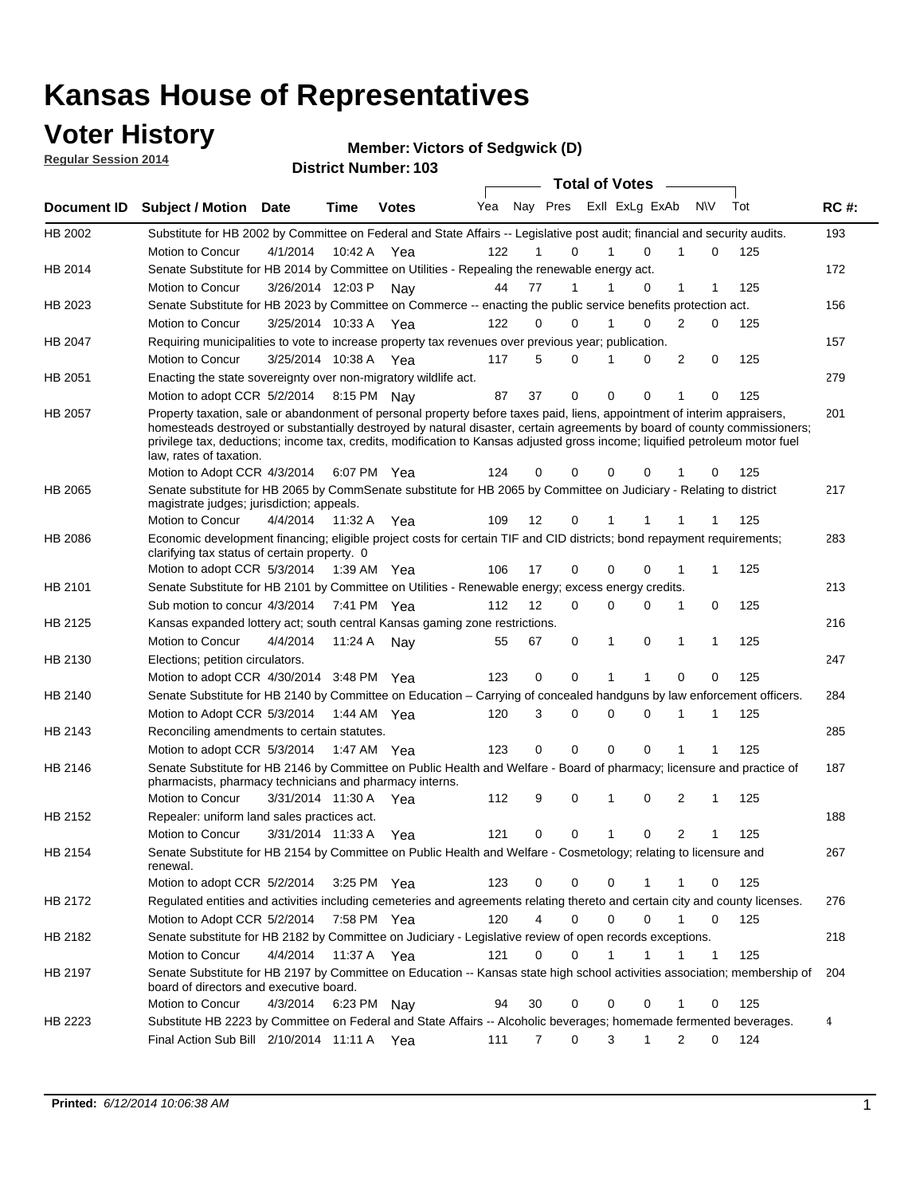# Kansas House of Representatives

## Voter History

**Regular Session 2014**

**Member: Victors of Sedgwick (D)**

**District Number: 103**

| Document ID | Subject / Motion | Date | Time | Votes | Yea | Nay | Pres | ExII | ExLg | ExAb | N\V | Tot | RC #: |
|---|---|---|---|---|---|---|---|---|---|---|---|---|---|
| HB 2002 | Substitute for HB 2002 by Committee on Federal and State Affairs -- Legislative post audit; financial and security audits. | | | | | | | | | | | | 193 |
| | Motion to Concur | 4/1/2014 | 10:42 A | Yea | 122 | 1 | 0 | 1 | 0 | 1 | 0 | 125 | |
| HB 2014 | Senate Substitute for HB 2014 by Committee on Utilities - Repealing the renewable energy act. | | | | | | | | | | | | 172 |
| | Motion to Concur | 3/26/2014 | 12:03 P | Nay | 44 | 77 | 1 | 1 | 0 | 1 | 1 | 125 | |
| HB 2023 | Senate Substitute for HB 2023 by Committee on Commerce -- enacting the public service benefits protection act. | | | | | | | | | | | | 156 |
| | Motion to Concur | 3/25/2014 | 10:33 A | Yea | 122 | 0 | 0 | 1 | 0 | 2 | 0 | 125 | |
| HB 2047 | Requiring municipalities to vote to increase property tax revenues over previous year; publication. | | | | | | | | | | | | 157 |
| | Motion to Concur | 3/25/2014 | 10:38 A | Yea | 117 | 5 | 0 | 1 | 0 | 2 | 0 | 125 | |
| HB 2051 | Enacting the state sovereignty over non-migratory wildlife act. | | | | | | | | | | | | 279 |
| | Motion to adopt CCR | 5/2/2014 | 8:15 PM | Nay | 87 | 37 | 0 | 0 | 0 | 1 | 0 | 125 | |
| HB 2057 | Property taxation, sale or abandonment of personal property before taxes paid, liens, appointment of interim appraisers, homesteads destroyed or substantially destroyed by natural disaster, certain agreements by board of county commissioners; privilege tax, deductions; income tax, credits, modification to Kansas adjusted gross income; liquified petroleum motor fuel law, rates of taxation. | | | | | | | | | | | | 201 |
| | Motion to Adopt CCR | 4/3/2014 | 6:07 PM | Yea | 124 | 0 | 0 | 0 | 0 | 1 | 0 | 125 | |
| HB 2065 | Senate substitute for HB 2065 by CommSenate substitute for HB 2065 by Committee on Judiciary - Relating to district magistrate judges; jurisdiction; appeals. | | | | | | | | | | | | 217 |
| | Motion to Concur | 4/4/2014 | 11:32 A | Yea | 109 | 12 | 0 | 1 | 1 | 1 | 1 | 125 | |
| HB 2086 | Economic development financing; eligible project costs for certain TIF and CID districts; bond repayment requirements; clarifying tax status of certain property. 0 | | | | | | | | | | | | 283 |
| | Motion to adopt CCR | 5/3/2014 | 1:39 AM | Yea | 106 | 17 | 0 | 0 | 0 | 1 | 1 | 125 | |
| HB 2101 | Senate Substitute for HB 2101 by Committee on Utilities - Renewable energy; excess energy credits. | | | | | | | | | | | | 213 |
| | Sub motion to concur | 4/3/2014 | 7:41 PM | Yea | 112 | 12 | 0 | 0 | 0 | 1 | 0 | 125 | |
| HB 2125 | Kansas expanded lottery act; south central Kansas gaming zone restrictions. | | | | | | | | | | | | 216 |
| | Motion to Concur | 4/4/2014 | 11:24 A | Nay | 55 | 67 | 0 | 1 | 0 | 1 | 1 | 125 | |
| HB 2130 | Elections; petition circulators. | | | | | | | | | | | | 247 |
| | Motion to adopt CCR | 4/30/2014 | 3:48 PM | Yea | 123 | 0 | 0 | 1 | 1 | 0 | 0 | 125 | |
| HB 2140 | Senate Substitute for HB 2140 by Committee on Education – Carrying of concealed handguns by law enforcement officers. | | | | | | | | | | | | 284 |
| | Motion to Adopt CCR | 5/3/2014 | 1:44 AM | Yea | 120 | 3 | 0 | 0 | 0 | 1 | 1 | 125 | |
| HB 2143 | Reconciling amendments to certain statutes. | | | | | | | | | | | | 285 |
| | Motion to adopt CCR | 5/3/2014 | 1:47 AM | Yea | 123 | 0 | 0 | 0 | 0 | 1 | 1 | 125 | |
| HB 2146 | Senate Substitute for HB 2146 by Committee on Public Health and Welfare - Board of pharmacy; licensure and practice of pharmacists, pharmacy technicians and pharmacy interns. | | | | | | | | | | | | 187 |
| | Motion to Concur | 3/31/2014 | 11:30 A | Yea | 112 | 9 | 0 | 1 | 0 | 2 | 1 | 125 | |
| HB 2152 | Repealer: uniform land sales practices act. | | | | | | | | | | | | 188 |
| | Motion to Concur | 3/31/2014 | 11:33 A | Yea | 121 | 0 | 0 | 1 | 0 | 2 | 1 | 125 | |
| HB 2154 | Senate Substitute for HB 2154 by Committee on Public Health and Welfare - Cosmetology; relating to licensure and renewal. | | | | | | | | | | | | 267 |
| | Motion to adopt CCR | 5/2/2014 | 3:25 PM | Yea | 123 | 0 | 0 | 0 | 1 | 1 | 0 | 125 | |
| HB 2172 | Regulated entities and activities including cemeteries and agreements relating thereto and certain city and county licenses. | | | | | | | | | | | | 276 |
| | Motion to Adopt CCR | 5/2/2014 | 7:58 PM | Yea | 120 | 4 | 0 | 0 | 0 | 1 | 0 | 125 | |
| HB 2182 | Senate substitute for HB 2182 by Committee on Judiciary - Legislative review of open records exceptions. | | | | | | | | | | | | 218 |
| | Motion to Concur | 4/4/2014 | 11:37 A | Yea | 121 | 0 | 0 | 1 | 1 | 1 | 1 | 125 | |
| HB 2197 | Senate Substitute for HB 2197 by Committee on Education -- Kansas state high school activities association; membership of board of directors and executive board. | | | | | | | | | | | | 204 |
| | Motion to Concur | 4/3/2014 | 6:23 PM | Nay | 94 | 30 | 0 | 0 | 0 | 1 | 0 | 125 | |
| HB 2223 | Substitute HB 2223 by Committee on Federal and State Affairs -- Alcoholic beverages; homemade fermented beverages. | | | | | | | | | | | | 4 |
| | Final Action Sub Bill | 2/10/2014 | 11:11 A | Yea | 111 | 7 | 0 | 3 | 1 | 2 | 0 | 124 | |

**Printed:** *6/12/2014 10:06:38 AM*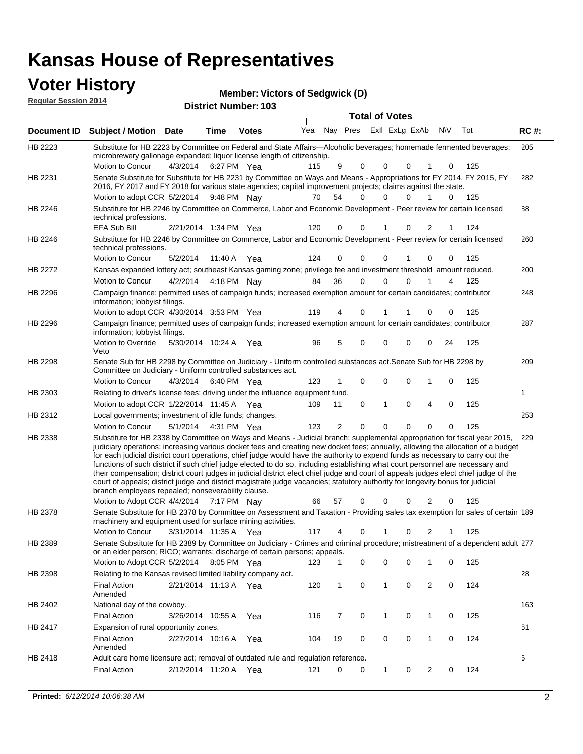# Kansas House of Representatives

## Voter History

**Regular Session 2014**

**Member: Victors of Sedgwick (D)**

**District Number: 103**

| Document ID | Subject / Motion | Date | Time | Votes | Yea | Nay | Pres | ExII | ExLg | ExAb | N\V | Tot | RC #: |
|---|---|---|---|---|---|---|---|---|---|---|---|---|---|
| HB 2223 | Substitute for HB 2223 by Committee on Federal and State Affairs—Alcoholic beverages; homemade fermented beverages; microbrewery gallonage expanded; liquor license length of citizenship. | | | | | | | | | | | | 205 |
| | Motion to Concur | 4/3/2014 | 6:27 PM | Yea | 115 | 9 | 0 | 0 | 0 | 1 | 0 | 125 | |
| HB 2231 | Senate Substitute for Substitute for HB 2231 by Committee on Ways and Means - Appropriations for FY 2014, FY 2015, FY 2016, FY 2017 and FY 2018 for various state agencies; capital improvement projects; claims against the state. | | | | | | | | | | | | 282 |
| | Motion to adopt CCR | 5/2/2014 | 9:48 PM | Nay | 70 | 54 | 0 | 0 | 0 | 1 | 0 | 125 | |
| HB 2246 | Substitute for HB 2246 by Committee on Commerce, Labor and Economic Development - Peer review for certain licensed technical professions. | | | | | | | | | | | | 38 |
| | EFA Sub Bill | 2/21/2014 | 1:34 PM | Yea | 120 | 0 | 0 | 1 | 0 | 2 | 1 | 124 | |
| HB 2246 | Substitute for HB 2246 by Committee on Commerce, Labor and Economic Development - Peer review for certain licensed technical professions. | | | | | | | | | | | | 260 |
| | Motion to Concur | 5/2/2014 | 11:40 A | Yea | 124 | 0 | 0 | 0 | 1 | 0 | 0 | 125 | |
| HB 2272 | Kansas expanded lottery act; southeast Kansas gaming zone; privilege fee and investment threshold amount reduced. | | | | | | | | | | | | 200 |
| | Motion to Concur | 4/2/2014 | 4:18 PM | Nay | 84 | 36 | 0 | 0 | 0 | 1 | 4 | 125 | |
| HB 2296 | Campaign finance; permitted uses of campaign funds; increased exemption amount for certain candidates; contributor information; lobbyist filings. | | | | | | | | | | | | 248 |
| | Motion to adopt CCR | 4/30/2014 | 3:53 PM | Yea | 119 | 4 | 0 | 1 | 1 | 0 | 0 | 125 | |
| HB 2296 | Campaign finance; permitted uses of campaign funds; increased exemption amount for certain candidates; contributor information; lobbyist filings. | | | | | | | | | | | | 287 |
| | Motion to Override Veto | 5/30/2014 | 10:24 A | Yea | 96 | 5 | 0 | 0 | 0 | 0 | 24 | 125 | |
| HB 2298 | Senate Sub for HB 2298 by Committee on Judiciary - Uniform controlled substances act.Senate Sub for HB 2298 by Committee on Judiciary - Uniform controlled substances act. | | | | | | | | | | | | 209 |
| | Motion to Concur | 4/3/2014 | 6:40 PM | Yea | 123 | 1 | 0 | 0 | 0 | 1 | 0 | 125 | |
| HB 2303 | Relating to driver's license fees; driving under the influence equipment fund. | | | | | | | | | | | | 1 |
| | Motion to adopt CCR | 1/22/2014 | 11:45 A | Yea | 109 | 11 | 0 | 1 | 0 | 4 | 0 | 125 | |
| HB 2312 | Local governments; investment of idle funds; changes. | | | | | | | | | | | | 253 |
| | Motion to Concur | 5/1/2014 | 4:31 PM | Yea | 123 | 2 | 0 | 0 | 0 | 0 | 0 | 125 | |
| HB 2338 | Substitute for HB 2338 by Committee on Ways and Means - Judicial branch; supplemental appropriation for fiscal year 2015, judiciary operations; increasing various docket fees and creating new docket fees; annually, allowing the allocation of a budget for each judicial district court operations, chief judge would have the authority to expend funds as necessary to carry out the functions of such district if such chief judge elected to do so, including establishing what court personnel are necessary and their compensation; district court judges in judicial district elect chief judge and court of appeals judges elect chief judge of the court of appeals; district judge and district magistrate judge vacancies; statutory authority for longevity bonus for judicial branch employees repealed; nonseverability clause. | | | | | | | | | | | | 229 |
| | Motion to Adopt CCR | 4/4/2014 | 7:17 PM | Nay | 66 | 57 | 0 | 0 | 0 | 2 | 0 | 125 | |
| HB 2378 | Senate Substitute for HB 2378 by Committee on Assessment and Taxation - Providing sales tax exemption for sales of certain machinery and equipment used for surface mining activities. | | | | | | | | | | | | 189 |
| | Motion to Concur | 3/31/2014 | 11:35 A | Yea | 117 | 4 | 0 | 1 | 0 | 2 | 1 | 125 | |
| HB 2389 | Senate Substitute for HB 2389 by Committee on Judiciary - Crimes and criminal procedure; mistreatment of a dependent adult or an elder person; RICO; warrants; discharge of certain persons; appeals. | | | | | | | | | | | | 277 |
| | Motion to Adopt CCR | 5/2/2014 | 8:05 PM | Yea | 123 | 1 | 0 | 0 | 0 | 1 | 0 | 125 | |
| HB 2398 | Relating to the Kansas revised limited liability company act. | | | | | | | | | | | | 28 |
| | Final Action Amended | 2/21/2014 | 11:13 A | Yea | 120 | 1 | 0 | 1 | 0 | 2 | 0 | 124 | |
| HB 2402 | National day of the cowboy. | | | | | | | | | | | | 163 |
| | Final Action | 3/26/2014 | 10:55 A | Yea | 116 | 7 | 0 | 1 | 0 | 1 | 0 | 125 | |
| HB 2417 | Expansion of rural opportunity zones. | | | | | | | | | | | | 61 |
| | Final Action Amended | 2/27/2014 | 10:16 A | Yea | 104 | 19 | 0 | 0 | 0 | 1 | 0 | 124 | |
| HB 2418 | Adult care home licensure act; removal of outdated rule and regulation reference. | | | | | | | | | | | | 6 |
| | Final Action | 2/12/2014 | 11:20 A | Yea | 121 | 0 | 0 | 1 | 0 | 2 | 0 | 124 | |

**Printed:** *6/12/2014 10:06:38 AM*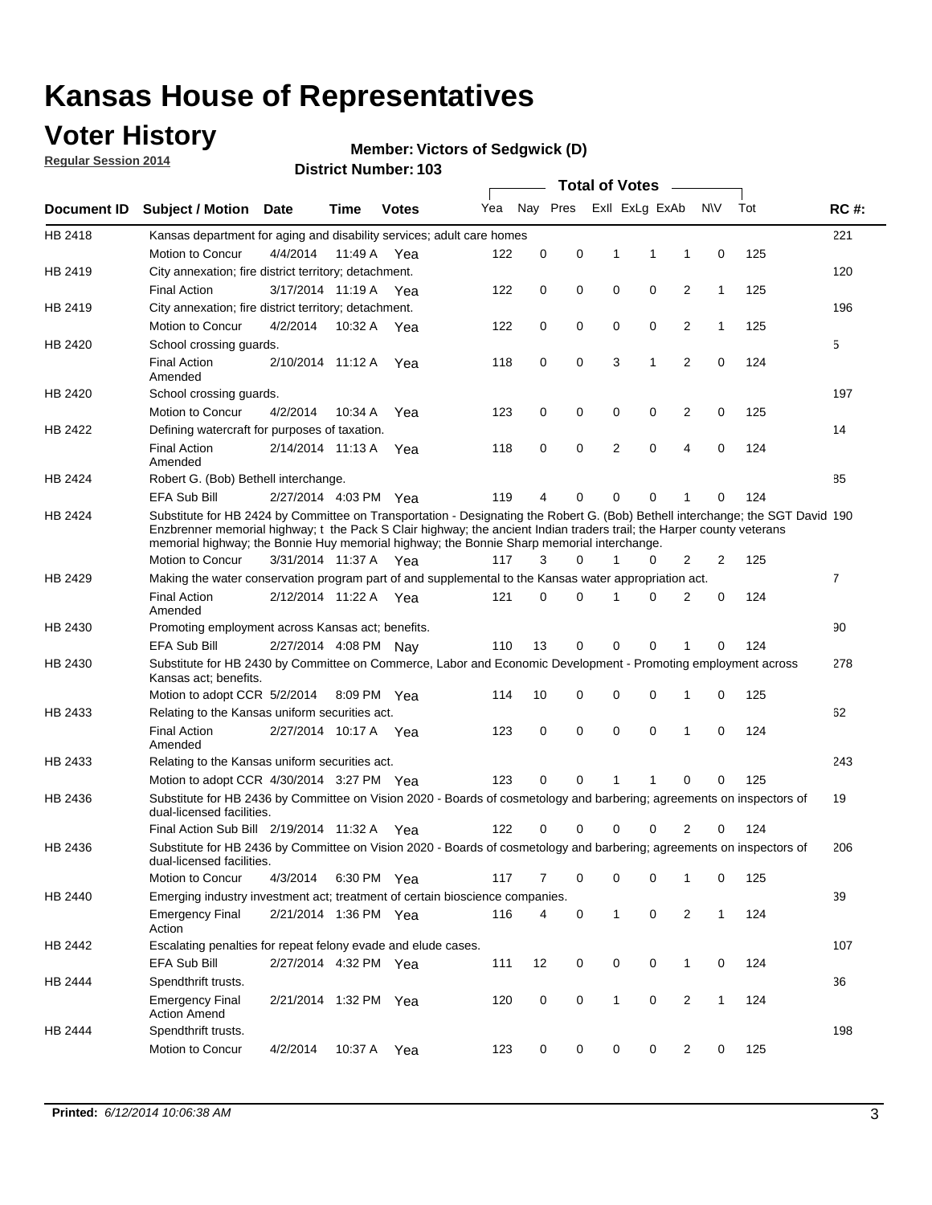# Kansas House of Representatives

## Voter History

**Regular Session 2014**

**Member: Victors of Sedgwick (D)**

**District Number: 103**

| Document ID | Subject / Motion | Date | Time | Votes | Yea | Nay | Pres | ExII | ExLg | ExAb | N\V | Tot | RC #: |
|---|---|---|---|---|---|---|---|---|---|---|---|---|---|
| HB 2418 | Kansas department for aging and disability services; adult care homes | | | | | | | | | | | | 221 |
| | Motion to Concur | 4/4/2014 | 11:49 A | Yea | 122 | 0 | 0 | 1 | 1 | 1 | 0 | 125 | |
| HB 2419 | City annexation; fire district territory; detachment. | | | | | | | | | | | | 120 |
| | Final Action | 3/17/2014 | 11:19 A | Yea | 122 | 0 | 0 | 0 | 0 | 2 | 1 | 125 | |
| HB 2419 | City annexation; fire district territory; detachment. | | | | | | | | | | | | 196 |
| | Motion to Concur | 4/2/2014 | 10:32 A | Yea | 122 | 0 | 0 | 0 | 0 | 2 | 1 | 125 | |
| HB 2420 | School crossing guards. | | | | | | | | | | | | 5 |
| | Final Action Amended | 2/10/2014 | 11:12 A | Yea | 118 | 0 | 0 | 3 | 1 | 2 | 0 | 124 | |
| HB 2420 | School crossing guards. | | | | | | | | | | | | 197 |
| | Motion to Concur | 4/2/2014 | 10:34 A | Yea | 123 | 0 | 0 | 0 | 0 | 2 | 0 | 125 | |
| HB 2422 | Defining watercraft for purposes of taxation. | | | | | | | | | | | | 14 |
| | Final Action Amended | 2/14/2014 | 11:13 A | Yea | 118 | 0 | 0 | 2 | 0 | 4 | 0 | 124 | |
| HB 2424 | Robert G. (Bob) Bethell interchange. | | | | | | | | | | | | 85 |
| | EFA Sub Bill | 2/27/2014 | 4:03 PM | Yea | 119 | 4 | 0 | 0 | 0 | 1 | 0 | 124 | |
| HB 2424 | Substitute for HB 2424 by Committee on Transportation - Designating the Robert G. (Bob) Bethell interchange; the SGT David Enzbrenner memorial highway; t the Pack S Clair highway; the ancient Indian traders trail; the Harper county veterans memorial highway; the Bonnie Huy memorial highway; the Bonnie Sharp memorial interchange. | | | | | | | | | | | | 190 |
| | Motion to Concur | 3/31/2014 | 11:37 A | Yea | 117 | 3 | 0 | 1 | 0 | 2 | 2 | 125 | |
| HB 2429 | Making the water conservation program part of and supplemental to the Kansas water appropriation act. | | | | | | | | | | | | 7 |
| | Final Action Amended | 2/12/2014 | 11:22 A | Yea | 121 | 0 | 0 | 1 | 0 | 2 | 0 | 124 | |
| HB 2430 | Promoting employment across Kansas act; benefits. | | | | | | | | | | | | 90 |
| | EFA Sub Bill | 2/27/2014 | 4:08 PM | Nay | 110 | 13 | 0 | 0 | 0 | 1 | 0 | 124 | |
| HB 2430 | Substitute for HB 2430 by Committee on Commerce, Labor and Economic Development - Promoting employment across Kansas act; benefits. | | | | | | | | | | | | 278 |
| | Motion to adopt CCR | 5/2/2014 | 8:09 PM | Yea | 114 | 10 | 0 | 0 | 0 | 1 | 0 | 125 | |
| HB 2433 | Relating to the Kansas uniform securities act. | | | | | | | | | | | | 62 |
| | Final Action Amended | 2/27/2014 | 10:17 A | Yea | 123 | 0 | 0 | 0 | 0 | 1 | 0 | 124 | |
| HB 2433 | Relating to the Kansas uniform securities act. | | | | | | | | | | | | 243 |
| | Motion to adopt CCR | 4/30/2014 | 3:27 PM | Yea | 123 | 0 | 0 | 1 | 1 | 0 | 0 | 125 | |
| HB 2436 | Substitute for HB 2436 by Committee on Vision 2020 - Boards of cosmetology and barbering; agreements on inspectors of dual-licensed facilities. | | | | | | | | | | | | 19 |
| | Final Action Sub Bill | 2/19/2014 | 11:32 A | Yea | 122 | 0 | 0 | 0 | 0 | 2 | 0 | 124 | |
| HB 2436 | Substitute for HB 2436 by Committee on Vision 2020 - Boards of cosmetology and barbering; agreements on inspectors of dual-licensed facilities. | | | | | | | | | | | | 206 |
| | Motion to Concur | 4/3/2014 | 6:30 PM | Yea | 117 | 7 | 0 | 0 | 0 | 1 | 0 | 125 | |
| HB 2440 | Emerging industry investment act; treatment of certain bioscience companies. | | | | | | | | | | | | 39 |
| | Emergency Final Action | 2/21/2014 | 1:36 PM | Yea | 116 | 4 | 0 | 1 | 0 | 2 | 1 | 124 | |
| HB 2442 | Escalating penalties for repeat felony evade and elude cases. | | | | | | | | | | | | 107 |
| | EFA Sub Bill | 2/27/2014 | 4:32 PM | Yea | 111 | 12 | 0 | 0 | 0 | 1 | 0 | 124 | |
| HB 2444 | Spendthrift trusts. | | | | | | | | | | | | 36 |
| | Emergency Final Action Amend | 2/21/2014 | 1:32 PM | Yea | 120 | 0 | 0 | 1 | 0 | 2 | 1 | 124 | |
| HB 2444 | Spendthrift trusts. | | | | | | | | | | | | 198 |
| | Motion to Concur | 4/2/2014 | 10:37 A | Yea | 123 | 0 | 0 | 0 | 0 | 2 | 0 | 125 | |

**Printed:** *6/12/2014 10:06:38 AM*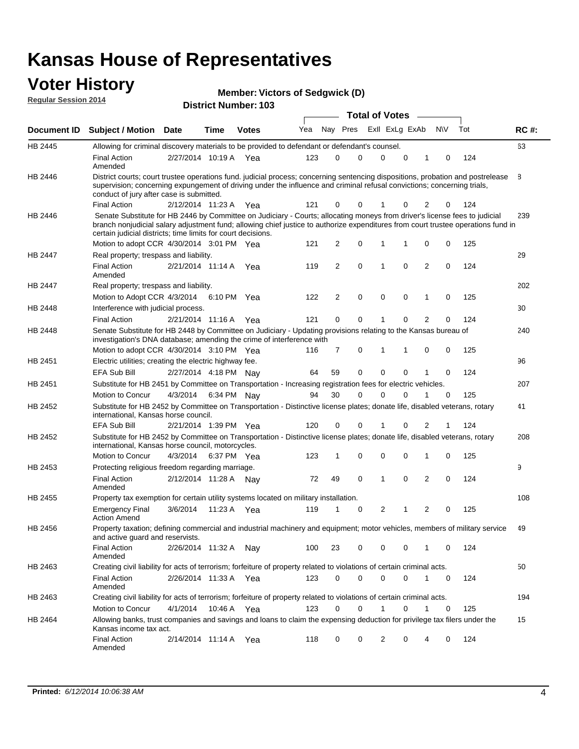# Kansas House of Representatives

## Voter History

**Regular Session 2014**

**Member: Victors of Sedgwick (D)**

**District Number: 103**

| Document ID | Subject / Motion | Date | Time | Votes | Yea | Nay | Pres | ExII | ExLg | ExAb | N\V | Tot | RC #: |
|---|---|---|---|---|---|---|---|---|---|---|---|---|---|
| HB 2445 | Allowing for criminal discovery materials to be provided to defendant or defendant's counsel. | | | | | | | | | | | | 63 |
| | Final Action Amended | 2/27/2014 | 10:19 A | Yea | 123 | 0 | 0 | 0 | 0 | 1 | 0 | 124 | |
| HB 2446 | District courts; court trustee operations fund. judicial process; concerning sentencing dispositions, probation and postrelease supervision; concerning expungement of driving under the influence and criminal refusal convictions; concerning trials, conduct of jury after case is submitted. | | | | | | | | | | | | 8 |
| | Final Action | 2/12/2014 | 11:23 A | Yea | 121 | 0 | 0 | 1 | 0 | 2 | 0 | 124 | |
| HB 2446 | Senate Substitute for HB 2446 by Committee on Judiciary - Courts; allocating moneys from driver's license fees to judicial branch nonjudicial salary adjustment fund; allowing chief justice to authorize expenditures from court trustee operations fund in certain judicial districts; time limits for court decisions. | | | | | | | | | | | | 239 |
| | Motion to adopt CCR | 4/30/2014 | 3:01 PM | Yea | 121 | 2 | 0 | 1 | 1 | 0 | 0 | 125 | |
| HB 2447 | Real property; trespass and liability. | | | | | | | | | | | | 29 |
| | Final Action Amended | 2/21/2014 | 11:14 A | Yea | 119 | 2 | 0 | 1 | 0 | 2 | 0 | 124 | |
| HB 2447 | Real property; trespass and liability. | | | | | | | | | | | | 202 |
| | Motion to Adopt CCR | 4/3/2014 | 6:10 PM | Yea | 122 | 2 | 0 | 0 | 0 | 1 | 0 | 125 | |
| HB 2448 | Interference with judicial process. | | | | | | | | | | | | 30 |
| | Final Action | 2/21/2014 | 11:16 A | Yea | 121 | 0 | 0 | 1 | 0 | 2 | 0 | 124 | |
| HB 2448 | Senate Substitute for HB 2448 by Committee on Judiciary - Updating provisions relating to the Kansas bureau of investigation's DNA database; amending the crime of interference with | | | | | | | | | | | | 240 |
| | Motion to adopt CCR | 4/30/2014 | 3:10 PM | Yea | 116 | 7 | 0 | 1 | 1 | 0 | 0 | 125 | |
| HB 2451 | Electric utilities; creating the electric highway fee. | | | | | | | | | | | | 96 |
| | EFA Sub Bill | 2/27/2014 | 4:18 PM | Nay | 64 | 59 | 0 | 0 | 0 | 1 | 0 | 124 | |
| HB 2451 | Substitute for HB 2451 by Committee on Transportation - Increasing registration fees for electric vehicles. | | | | | | | | | | | | 207 |
| | Motion to Concur | 4/3/2014 | 6:34 PM | Nay | 94 | 30 | 0 | 0 | 0 | 1 | 0 | 125 | |
| HB 2452 | Substitute for HB 2452 by Committee on Transportation - Distinctive license plates; donate life, disabled veterans, rotary international, Kansas horse council. | | | | | | | | | | | | 41 |
| | EFA Sub Bill | 2/21/2014 | 1:39 PM | Yea | 120 | 0 | 0 | 1 | 0 | 2 | 1 | 124 | |
| HB 2452 | Substitute for HB 2452 by Committee on Transportation - Distinctive license plates; donate life, disabled veterans, rotary international, Kansas horse council, motorcycles. | | | | | | | | | | | | 208 |
| | Motion to Concur | 4/3/2014 | 6:37 PM | Yea | 123 | 1 | 0 | 0 | 0 | 1 | 0 | 125 | |
| HB 2453 | Protecting religious freedom regarding marriage. | | | | | | | | | | | | 9 |
| | Final Action Amended | 2/12/2014 | 11:28 A | Nay | 72 | 49 | 0 | 1 | 0 | 2 | 0 | 124 | |
| HB 2455 | Property tax exemption for certain utility systems located on military installation. | | | | | | | | | | | | 108 |
| | Emergency Final Action Amend | 3/6/2014 | 11:23 A | Yea | 119 | 1 | 0 | 2 | 1 | 2 | 0 | 125 | |
| HB 2456 | Property taxation; defining commercial and industrial machinery and equipment; motor vehicles, members of military service and active guard and reservists. | | | | | | | | | | | | 49 |
| | Final Action Amended | 2/26/2014 | 11:32 A | Nay | 100 | 23 | 0 | 0 | 0 | 1 | 0 | 124 | |
| HB 2463 | Creating civil liability for acts of terrorism; forfeiture of property related to violations of certain criminal acts. | | | | | | | | | | | | 50 |
| | Final Action Amended | 2/26/2014 | 11:33 A | Yea | 123 | 0 | 0 | 0 | 0 | 1 | 0 | 124 | |
| HB 2463 | Creating civil liability for acts of terrorism; forfeiture of property related to violations of certain criminal acts. | | | | | | | | | | | | 194 |
| | Motion to Concur | 4/1/2014 | 10:46 A | Yea | 123 | 0 | 0 | 1 | 0 | 1 | 0 | 125 | |
| HB 2464 | Allowing banks, trust companies and savings and loans to claim the expensing deduction for privilege tax filers under the Kansas income tax act. | | | | | | | | | | | | 15 |
| | Final Action Amended | 2/14/2014 | 11:14 A | Yea | 118 | 0 | 0 | 2 | 0 | 4 | 0 | 124 | |

**Printed:** *6/12/2014 10:06:38 AM*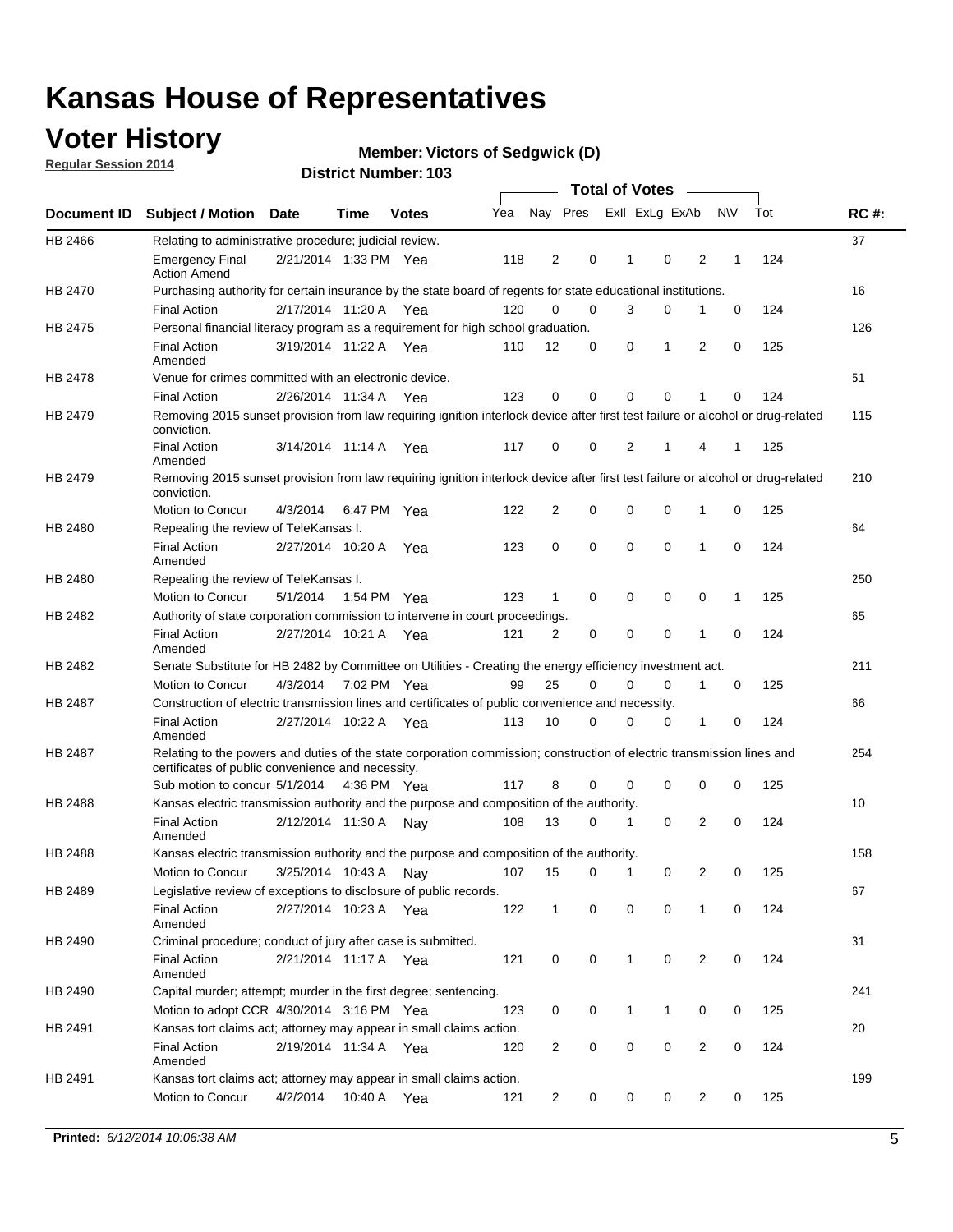# Kansas House of Representatives

## Voter History

**Regular Session 2014**

**Member: Victors of Sedgwick (D)**

**District Number: 103**

| Document ID | Subject / Motion | Date | Time | Votes | Yea | Nay | Pres | ExII | ExLg | ExAb | N\V | Tot | RC #: |
|---|---|---|---|---|---|---|---|---|---|---|---|---|---|
| HB 2466 | Relating to administrative procedure; judicial review. | | | | | | | | | | | | 37 |
| | Emergency Final Action Amend | 2/21/2014 | 1:33 PM | Yea | 118 | 2 | 0 | 1 | 0 | 2 | 1 | 124 | |
| HB 2470 | Purchasing authority for certain insurance by the state board of regents for state educational institutions. | | | | | | | | | | | | 16 |
| | Final Action | 2/17/2014 | 11:20 A | Yea | 120 | 0 | 0 | 3 | 0 | 1 | 0 | 124 | |
| HB 2475 | Personal financial literacy program as a requirement for high school graduation. | | | | | | | | | | | | 126 |
| | Final Action Amended | 3/19/2014 | 11:22 A | Yea | 110 | 12 | 0 | 0 | 1 | 2 | 0 | 125 | |
| HB 2478 | Venue for crimes committed with an electronic device. | | | | | | | | | | | | 51 |
| | Final Action | 2/26/2014 | 11:34 A | Yea | 123 | 0 | 0 | 0 | 0 | 1 | 0 | 124 | |
| HB 2479 | Removing 2015 sunset provision from law requiring ignition interlock device after first test failure or alcohol or drug-related conviction. | | | | | | | | | | | | 115 |
| | Final Action Amended | 3/14/2014 | 11:14 A | Yea | 117 | 0 | 0 | 2 | 1 | 4 | 1 | 125 | |
| HB 2479 | Removing 2015 sunset provision from law requiring ignition interlock device after first test failure or alcohol or drug-related conviction. | | | | | | | | | | | | 210 |
| | Motion to Concur | 4/3/2014 | 6:47 PM | Yea | 122 | 2 | 0 | 0 | 0 | 1 | 0 | 125 | |
| HB 2480 | Repealing the review of TeleKansas I. | | | | | | | | | | | | 64 |
| | Final Action Amended | 2/27/2014 | 10:20 A | Yea | 123 | 0 | 0 | 0 | 0 | 1 | 0 | 124 | |
| HB 2480 | Repealing the review of TeleKansas I. | | | | | | | | | | | | 250 |
| | Motion to Concur | 5/1/2014 | 1:54 PM | Yea | 123 | 1 | 0 | 0 | 0 | 0 | 1 | 125 | |
| HB 2482 | Authority of state corporation commission to intervene in court proceedings. | | | | | | | | | | | | 65 |
| | Final Action Amended | 2/27/2014 | 10:21 A | Yea | 121 | 2 | 0 | 0 | 0 | 1 | 0 | 124 | |
| HB 2482 | Senate Substitute for HB 2482 by Committee on Utilities - Creating the energy efficiency investment act. | | | | | | | | | | | | 211 |
| | Motion to Concur | 4/3/2014 | 7:02 PM | Yea | 99 | 25 | 0 | 0 | 0 | 1 | 0 | 125 | |
| HB 2487 | Construction of electric transmission lines and certificates of public convenience and necessity. | | | | | | | | | | | | 66 |
| | Final Action Amended | 2/27/2014 | 10:22 A | Yea | 113 | 10 | 0 | 0 | 0 | 1 | 0 | 124 | |
| HB 2487 | Relating to the powers and duties of the state corporation commission; construction of electric transmission lines and certificates of public convenience and necessity. | | | | | | | | | | | | 254 |
| | Sub motion to concur | 5/1/2014 | 4:36 PM | Yea | 117 | 8 | 0 | 0 | 0 | 0 | 0 | 125 | |
| HB 2488 | Kansas electric transmission authority and the purpose and composition of the authority. | | | | | | | | | | | | 10 |
| | Final Action Amended | 2/12/2014 | 11:30 A | Nay | 108 | 13 | 0 | 1 | 0 | 2 | 0 | 124 | |
| HB 2488 | Kansas electric transmission authority and the purpose and composition of the authority. | | | | | | | | | | | | 158 |
| | Motion to Concur | 3/25/2014 | 10:43 A | Nay | 107 | 15 | 0 | 1 | 0 | 2 | 0 | 125 | |
| HB 2489 | Legislative review of exceptions to disclosure of public records. | | | | | | | | | | | | 67 |
| | Final Action Amended | 2/27/2014 | 10:23 A | Yea | 122 | 1 | 0 | 0 | 0 | 1 | 0 | 124 | |
| HB 2490 | Criminal procedure; conduct of jury after case is submitted. | | | | | | | | | | | | 31 |
| | Final Action Amended | 2/21/2014 | 11:17 A | Yea | 121 | 0 | 0 | 1 | 0 | 2 | 0 | 124 | |
| HB 2490 | Capital murder; attempt; murder in the first degree; sentencing. | | | | | | | | | | | | 241 |
| | Motion to adopt CCR | 4/30/2014 | 3:16 PM | Yea | 123 | 0 | 0 | 1 | 1 | 0 | 0 | 125 | |
| HB 2491 | Kansas tort claims act; attorney may appear in small claims action. | | | | | | | | | | | | 20 |
| | Final Action Amended | 2/19/2014 | 11:34 A | Yea | 120 | 2 | 0 | 0 | 0 | 2 | 0 | 124 | |
| HB 2491 | Kansas tort claims act; attorney may appear in small claims action. | | | | | | | | | | | | 199 |
| | Motion to Concur | 4/2/2014 | 10:40 A | Yea | 121 | 2 | 0 | 0 | 0 | 2 | 0 | 125 | |

**Printed:** *6/12/2014 10:06:38 AM*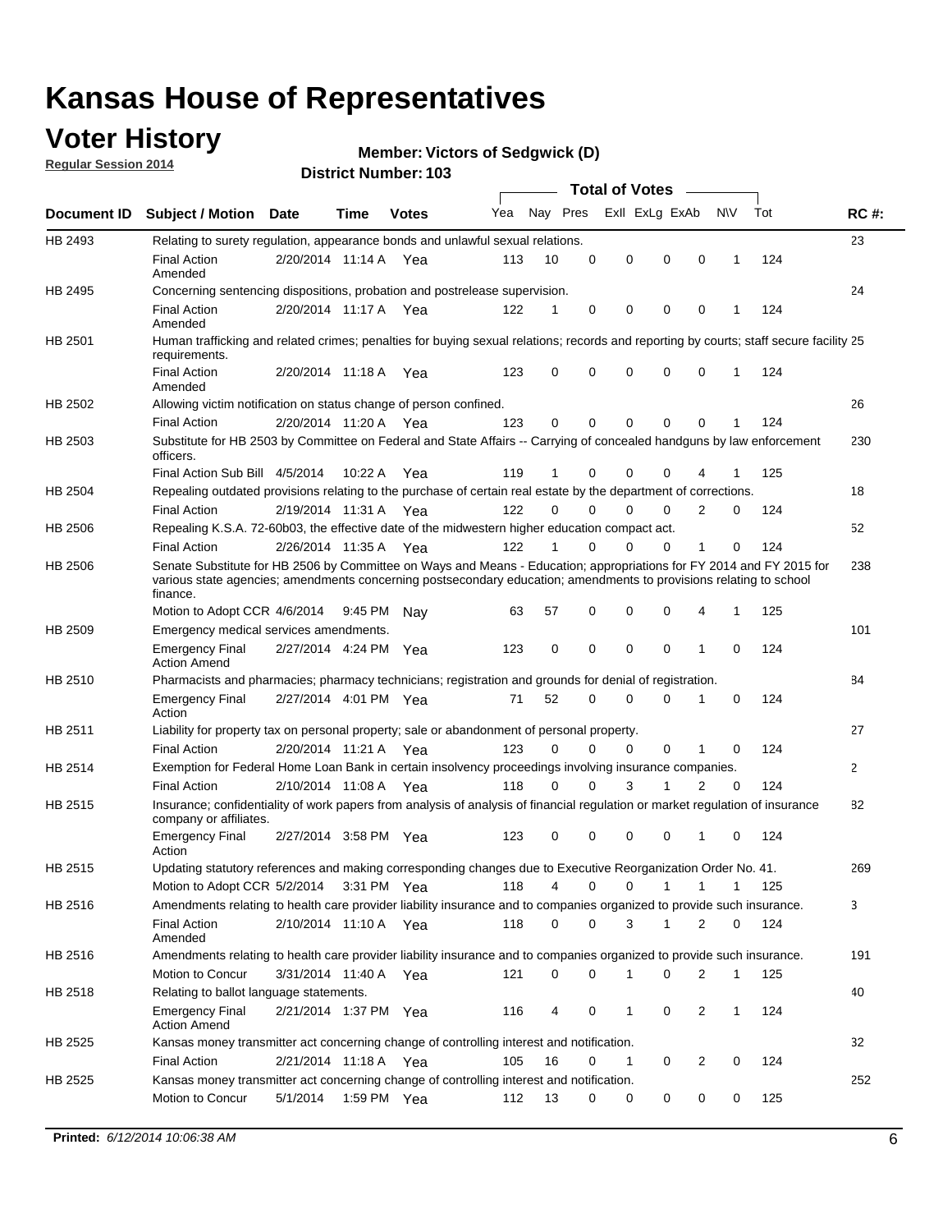# Kansas House of Representatives

## Voter History

**Regular Session 2014**

**Member: Victors of Sedgwick (D)**

**District Number: 103**

| Document ID | Subject / Motion | Date | Time | Votes | Yea | Nay | Pres | ExII | ExLg | ExAb | N\V | Tot | RC #: |
|---|---|---|---|---|---|---|---|---|---|---|---|---|---|
| HB 2493 | Relating to surety regulation, appearance bonds and unlawful sexual relations. | | | | | | | | | | | | 23 |
| | Final Action Amended | 2/20/2014 | 11:14 A | Yea | 113 | 10 | 0 | 0 | 0 | 0 | 1 | 124 | |
| HB 2495 | Concerning sentencing dispositions, probation and postrelease supervision. | | | | | | | | | | | | 24 |
| | Final Action Amended | 2/20/2014 | 11:17 A | Yea | 122 | 1 | 0 | 0 | 0 | 0 | 1 | 124 | |
| HB 2501 | Human trafficking and related crimes; penalties for buying sexual relations; records and reporting by courts; staff secure facility requirements. | | | | | | | | | | | | 25 |
| | Final Action Amended | 2/20/2014 | 11:18 A | Yea | 123 | 0 | 0 | 0 | 0 | 0 | 1 | 124 | |
| HB 2502 | Allowing victim notification on status change of person confined. | | | | | | | | | | | | 26 |
| | Final Action | 2/20/2014 | 11:20 A | Yea | 123 | 0 | 0 | 0 | 0 | 0 | 1 | 124 | |
| HB 2503 | Substitute for HB 2503 by Committee on Federal and State Affairs -- Carrying of concealed handguns by law enforcement officers. | | | | | | | | | | | | 230 |
| | Final Action Sub Bill | 4/5/2014 | 10:22 A | Yea | 119 | 1 | 0 | 0 | 0 | 4 | 1 | 125 | |
| HB 2504 | Repealing outdated provisions relating to the purchase of certain real estate by the department of corrections. | | | | | | | | | | | | 18 |
| | Final Action | 2/19/2014 | 11:31 A | Yea | 122 | 0 | 0 | 0 | 0 | 2 | 0 | 124 | |
| HB 2506 | Repealing K.S.A. 72-60b03, the effective date of the midwestern higher education compact act. | | | | | | | | | | | | 52 |
| | Final Action | 2/26/2014 | 11:35 A | Yea | 122 | 1 | 0 | 0 | 0 | 1 | 0 | 124 | |
| HB 2506 | Senate Substitute for HB 2506 by Committee on Ways and Means - Education; appropriations for FY 2014 and FY 2015 for various state agencies; amendments concerning postsecondary education; amendments to provisions relating to school finance. | | | | | | | | | | | | 238 |
| | Motion to Adopt CCR | 4/6/2014 | 9:45 PM | Nay | 63 | 57 | 0 | 0 | 0 | 4 | 1 | 125 | |
| HB 2509 | Emergency medical services amendments. | | | | | | | | | | | | 101 |
| | Emergency Final Action Amend | 2/27/2014 | 4:24 PM | Yea | 123 | 0 | 0 | 0 | 0 | 1 | 0 | 124 | |
| HB 2510 | Pharmacists and pharmacies; pharmacy technicians; registration and grounds for denial of registration. | | | | | | | | | | | | 84 |
| | Emergency Final Action | 2/27/2014 | 4:01 PM | Yea | 71 | 52 | 0 | 0 | 0 | 1 | 0 | 124 | |
| HB 2511 | Liability for property tax on personal property; sale or abandonment of personal property. | | | | | | | | | | | | 27 |
| | Final Action | 2/20/2014 | 11:21 A | Yea | 123 | 0 | 0 | 0 | 0 | 1 | 0 | 124 | |
| HB 2514 | Exemption for Federal Home Loan Bank in certain insolvency proceedings involving insurance companies. | | | | | | | | | | | | 2 |
| | Final Action | 2/10/2014 | 11:08 A | Yea | 118 | 0 | 0 | 3 | 1 | 2 | 0 | 124 | |
| HB 2515 | Insurance; confidentiality of work papers from analysis of analysis of financial regulation or market regulation of insurance company or affiliates. | | | | | | | | | | | | 82 |
| | Emergency Final Action | 2/27/2014 | 3:58 PM | Yea | 123 | 0 | 0 | 0 | 0 | 1 | 0 | 124 | |
| HB 2515 | Updating statutory references and making corresponding changes due to Executive Reorganization Order No. 41. | | | | | | | | | | | | 269 |
| | Motion to Adopt CCR | 5/2/2014 | 3:31 PM | Yea | 118 | 4 | 0 | 0 | 1 | 1 | 1 | 125 | |
| HB 2516 | Amendments relating to health care provider liability insurance and to companies organized to provide such insurance. | | | | | | | | | | | | 3 |
| | Final Action Amended | 2/10/2014 | 11:10 A | Yea | 118 | 0 | 0 | 3 | 1 | 2 | 0 | 124 | |
| HB 2516 | Amendments relating to health care provider liability insurance and to companies organized to provide such insurance. | | | | | | | | | | | | 191 |
| | Motion to Concur | 3/31/2014 | 11:40 A | Yea | 121 | 0 | 0 | 1 | 0 | 2 | 1 | 125 | |
| HB 2518 | Relating to ballot language statements. | | | | | | | | | | | | 40 |
| | Emergency Final Action Amend | 2/21/2014 | 1:37 PM | Yea | 116 | 4 | 0 | 1 | 0 | 2 | 1 | 124 | |
| HB 2525 | Kansas money transmitter act concerning change of controlling interest and notification. | | | | | | | | | | | | 32 |
| | Final Action | 2/21/2014 | 11:18 A | Yea | 105 | 16 | 0 | 1 | 0 | 2 | 0 | 124 | |
| HB 2525 | Kansas money transmitter act concerning change of controlling interest and notification. | | | | | | | | | | | | 252 |
| | Motion to Concur | 5/1/2014 | 1:59 PM | Yea | 112 | 13 | 0 | 0 | 0 | 0 | 0 | 125 | |

**Printed:** *6/12/2014 10:06:38 AM*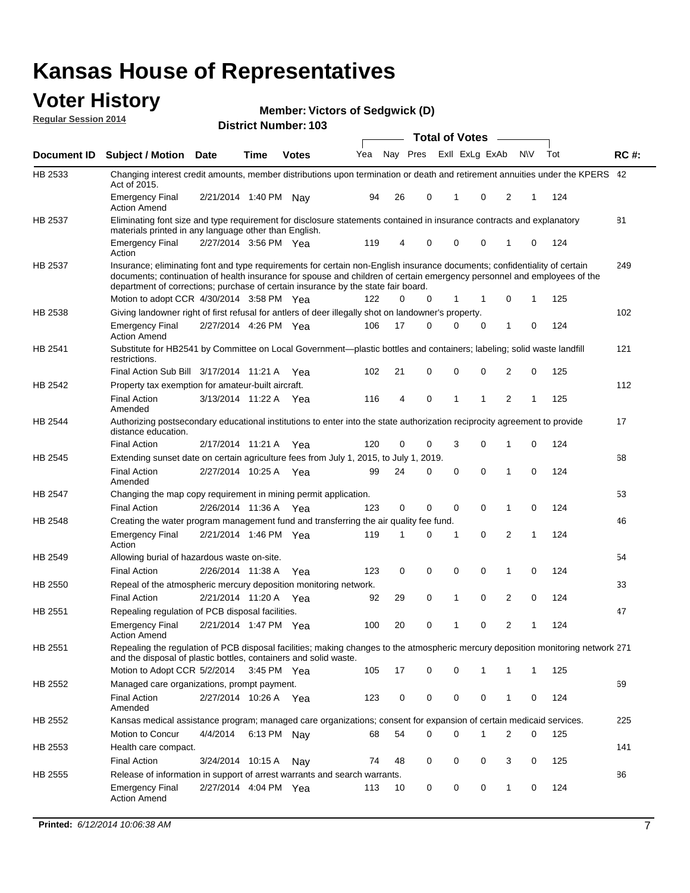# Kansas House of Representatives

## Voter History

**Regular Session 2014**

**Member: Victors of Sedgwick (D)**

**District Number: 103**

| Document ID | Subject / Motion | Date | Time | Votes | Yea | Nay | Pres | ExII | ExLg | ExAb | N\V | Tot | RC #: |
|---|---|---|---|---|---|---|---|---|---|---|---|---|---|
| HB 2533 | Changing interest credit amounts, member distributions upon termination or death and retirement annuities under the KPERS Act of 2015. | | | | | | | | | | | | 42 |
| | Emergency Final Action Amend | 2/21/2014 | 1:40 PM | Nay | 94 | 26 | 0 | 1 | 0 | 2 | 1 | 124 | |
| HB 2537 | Eliminating font size and type requirement for disclosure statements contained in insurance contracts and explanatory materials printed in any language other than English. | | | | | | | | | | | | 81 |
| | Emergency Final Action | 2/27/2014 | 3:56 PM | Yea | 119 | 4 | 0 | 0 | 0 | 1 | 0 | 124 | |
| HB 2537 | Insurance; eliminating font and type requirements for certain non-English insurance documents; confidentiality of certain documents; continuation of health insurance for spouse and children of certain emergency personnel and employees of the department of corrections; purchase of certain insurance by the state fair board. | | | | | | | | | | | | 249 |
| | Motion to adopt CCR | 4/30/2014 | 3:58 PM | Yea | 122 | 0 | 0 | 1 | 1 | 0 | 1 | 125 | |
| HB 2538 | Giving landowner right of first refusal for antlers of deer illegally shot on landowner's property. | | | | | | | | | | | | 102 |
| | Emergency Final Action Amend | 2/27/2014 | 4:26 PM | Yea | 106 | 17 | 0 | 0 | 0 | 1 | 0 | 124 | |
| HB 2541 | Substitute for HB2541 by Committee on Local Government—plastic bottles and containers; labeling; solid waste landfill restrictions. | | | | | | | | | | | | 121 |
| | Final Action Sub Bill | 3/17/2014 | 11:21 A | Yea | 102 | 21 | 0 | 0 | 0 | 2 | 0 | 125 | |
| HB 2542 | Property tax exemption for amateur-built aircraft. | | | | | | | | | | | | 112 |
| | Final Action Amended | 3/13/2014 | 11:22 A | Yea | 116 | 4 | 0 | 1 | 1 | 2 | 1 | 125 | |
| HB 2544 | Authorizing postsecondary educational institutions to enter into the state authorization reciprocity agreement to provide distance education. | | | | | | | | | | | | 17 |
| | Final Action | 2/17/2014 | 11:21 A | Yea | 120 | 0 | 0 | 3 | 0 | 1 | 0 | 124 | |
| HB 2545 | Extending sunset date on certain agriculture fees from July 1, 2015, to July 1, 2019. | | | | | | | | | | | | 68 |
| | Final Action Amended | 2/27/2014 | 10:25 A | Yea | 99 | 24 | 0 | 0 | 0 | 1 | 0 | 124 | |
| HB 2547 | Changing the map copy requirement in mining permit application. | | | | | | | | | | | | 53 |
| | Final Action | 2/26/2014 | 11:36 A | Yea | 123 | 0 | 0 | 0 | 0 | 1 | 0 | 124 | |
| HB 2548 | Creating the water program management fund and transferring the air quality fee fund. | | | | | | | | | | | | 46 |
| | Emergency Final Action | 2/21/2014 | 1:46 PM | Yea | 119 | 1 | 0 | 1 | 0 | 2 | 1 | 124 | |
| HB 2549 | Allowing burial of hazardous waste on-site. | | | | | | | | | | | | 54 |
| | Final Action | 2/26/2014 | 11:38 A | Yea | 123 | 0 | 0 | 0 | 0 | 1 | 0 | 124 | |
| HB 2550 | Repeal of the atmospheric mercury deposition monitoring network. | | | | | | | | | | | | 33 |
| | Final Action | 2/21/2014 | 11:20 A | Yea | 92 | 29 | 0 | 1 | 0 | 2 | 0 | 124 | |
| HB 2551 | Repealing regulation of PCB disposal facilities. | | | | | | | | | | | | 47 |
| | Emergency Final Action Amend | 2/21/2014 | 1:47 PM | Yea | 100 | 20 | 0 | 1 | 0 | 2 | 1 | 124 | |
| HB 2551 | Repealing the regulation of PCB disposal facilities; making changes to the atmospheric mercury deposition monitoring network and the disposal of plastic bottles, containers and solid waste. | | | | | | | | | | | | 271 |
| | Motion to Adopt CCR | 5/2/2014 | 3:45 PM | Yea | 105 | 17 | 0 | 0 | 1 | 1 | 1 | 125 | |
| HB 2552 | Managed care organizations, prompt payment. | | | | | | | | | | | | 69 |
| | Final Action Amended | 2/27/2014 | 10:26 A | Yea | 123 | 0 | 0 | 0 | 0 | 1 | 0 | 124 | |
| HB 2552 | Kansas medical assistance program; managed care organizations; consent for expansion of certain medicaid services. | | | | | | | | | | | | 225 |
| | Motion to Concur | 4/4/2014 | 6:13 PM | Nay | 68 | 54 | 0 | 0 | 1 | 2 | 0 | 125 | |
| HB 2553 | Health care compact. | | | | | | | | | | | | 141 |
| | Final Action | 3/24/2014 | 10:15 A | Nay | 74 | 48 | 0 | 0 | 0 | 3 | 0 | 125 | |
| HB 2555 | Release of information in support of arrest warrants and search warrants. | | | | | | | | | | | | 86 |
| | Emergency Final Action Amend | 2/27/2014 | 4:04 PM | Yea | 113 | 10 | 0 | 0 | 0 | 1 | 0 | 124 | |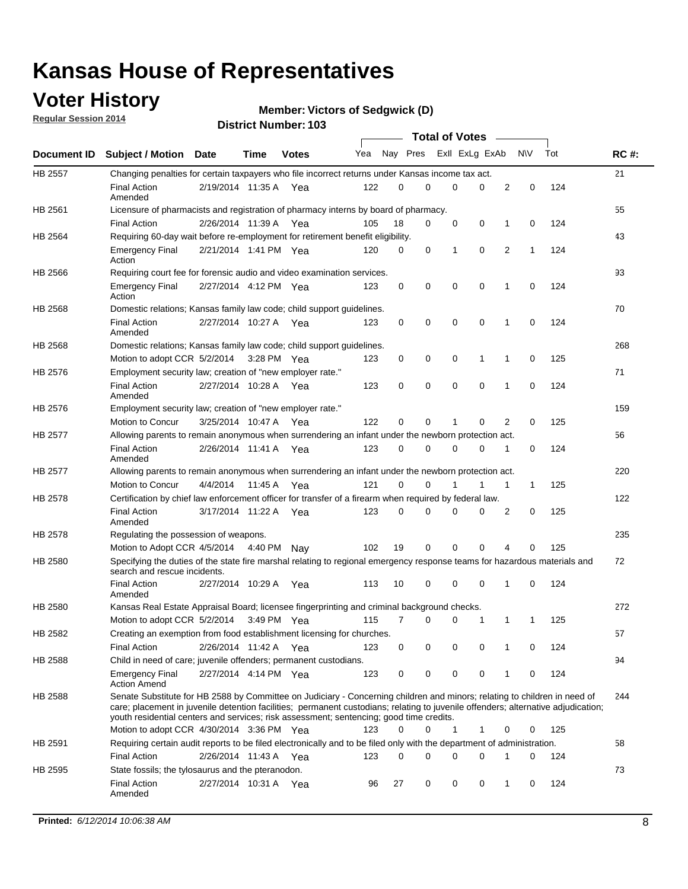# Kansas House of Representatives

## Voter History

**Regular Session 2014**

**Member: Victors of Sedgwick (D)**

**District Number: 103**

| Document ID | Subject / Motion | Date | Time | Votes | Yea | Nay | Pres | ExII | ExLg | ExAb | N\V | Tot | RC #: |
|---|---|---|---|---|---|---|---|---|---|---|---|---|---|
| HB 2557 | Changing penalties for certain taxpayers who file incorrect returns under Kansas income tax act. | | | | | | | | | | | | 21 |
| | Final Action Amended | 2/19/2014 | 11:35 A | Yea | 122 | 0 | 0 | 0 | 0 | 2 | 0 | 124 | |
| HB 2561 | Licensure of pharmacists and registration of pharmacy interns by board of pharmacy. | | | | | | | | | | | | 55 |
| | Final Action | 2/26/2014 | 11:39 A | Yea | 105 | 18 | 0 | 0 | 0 | 1 | 0 | 124 | |
| HB 2564 | Requiring 60-day wait before re-employment for retirement benefit eligibility. | | | | | | | | | | | | 43 |
| | Emergency Final Action | 2/21/2014 | 1:41 PM | Yea | 120 | 0 | 0 | 1 | 0 | 2 | 1 | 124 | |
| HB 2566 | Requiring court fee for forensic audio and video examination services. | | | | | | | | | | | | 93 |
| | Emergency Final Action | 2/27/2014 | 4:12 PM | Yea | 123 | 0 | 0 | 0 | 0 | 1 | 0 | 124 | |
| HB 2568 | Domestic relations; Kansas family law code; child support guidelines. | | | | | | | | | | | | 70 |
| | Final Action Amended | 2/27/2014 | 10:27 A | Yea | 123 | 0 | 0 | 0 | 0 | 1 | 0 | 124 | |
| HB 2568 | Domestic relations; Kansas family law code; child support guidelines. | | | | | | | | | | | | 268 |
| | Motion to adopt CCR | 5/2/2014 | 3:28 PM | Yea | 123 | 0 | 0 | 0 | 1 | 1 | 0 | 125 | |
| HB 2576 | Employment security law; creation of "new employer rate." | | | | | | | | | | | | 71 |
| | Final Action Amended | 2/27/2014 | 10:28 A | Yea | 123 | 0 | 0 | 0 | 0 | 1 | 0 | 124 | |
| HB 2576 | Employment security law; creation of "new employer rate." | | | | | | | | | | | | 159 |
| | Motion to Concur | 3/25/2014 | 10:47 A | Yea | 122 | 0 | 0 | 1 | 0 | 2 | 0 | 125 | |
| HB 2577 | Allowing parents to remain anonymous when surrendering an infant under the newborn protection act. | | | | | | | | | | | | 56 |
| | Final Action Amended | 2/26/2014 | 11:41 A | Yea | 123 | 0 | 0 | 0 | 0 | 1 | 0 | 124 | |
| HB 2577 | Allowing parents to remain anonymous when surrendering an infant under the newborn protection act. | | | | | | | | | | | | 220 |
| | Motion to Concur | 4/4/2014 | 11:45 A | Yea | 121 | 0 | 0 | 1 | 1 | 1 | 1 | 125 | |
| HB 2578 | Certification by chief law enforcement officer for transfer of a firearm when required by federal law. | | | | | | | | | | | | 122 |
| | Final Action Amended | 3/17/2014 | 11:22 A | Yea | 123 | 0 | 0 | 0 | 0 | 2 | 0 | 125 | |
| HB 2578 | Regulating the possession of weapons. | | | | | | | | | | | | 235 |
| | Motion to Adopt CCR | 4/5/2014 | 4:40 PM | Nay | 102 | 19 | 0 | 0 | 0 | 4 | 0 | 125 | |
| HB 2580 | Specifying the duties of the state fire marshal relating to regional emergency response teams for hazardous materials and search and rescue incidents. | | | | | | | | | | | | 72 |
| | Final Action Amended | 2/27/2014 | 10:29 A | Yea | 113 | 10 | 0 | 0 | 0 | 1 | 0 | 124 | |
| HB 2580 | Kansas Real Estate Appraisal Board; licensee fingerprinting and criminal background checks. | | | | | | | | | | | | 272 |
| | Motion to adopt CCR | 5/2/2014 | 3:49 PM | Yea | 115 | 7 | 0 | 0 | 1 | 1 | 1 | 125 | |
| HB 2582 | Creating an exemption from food establishment licensing for churches. | | | | | | | | | | | | 57 |
| | Final Action | 2/26/2014 | 11:42 A | Yea | 123 | 0 | 0 | 0 | 0 | 1 | 0 | 124 | |
| HB 2588 | Child in need of care; juvenile offenders; permanent custodians. | | | | | | | | | | | | 94 |
| | Emergency Final Action Amend | 2/27/2014 | 4:14 PM | Yea | 123 | 0 | 0 | 0 | 0 | 1 | 0 | 124 | |
| HB 2588 | Senate Substitute for HB 2588 by Committee on Judiciary - Concerning children and minors; relating to children in need of care; placement in juvenile detention facilities; permanent custodians; relating to juvenile offenders; alternative adjudication; youth residential centers and services; risk assessment; sentencing; good time credits. | | | | | | | | | | | | 244 |
| | Motion to adopt CCR | 4/30/2014 | 3:36 PM | Yea | 123 | 0 | 0 | 1 | 1 | 0 | 0 | 125 | |
| HB 2591 | Requiring certain audit reports to be filed electronically and to be filed only with the department of administration. | | | | | | | | | | | | 58 |
| | Final Action | 2/26/2014 | 11:43 A | Yea | 123 | 0 | 0 | 0 | 0 | 1 | 0 | 124 | |
| HB 2595 | State fossils; the tylosaurus and the pteranodon. | | | | | | | | | | | | 73 |
| | Final Action Amended | 2/27/2014 | 10:31 A | Yea | 96 | 27 | 0 | 0 | 0 | 1 | 0 | 124 | |

**Printed:** *6/12/2014 10:06:38 AM*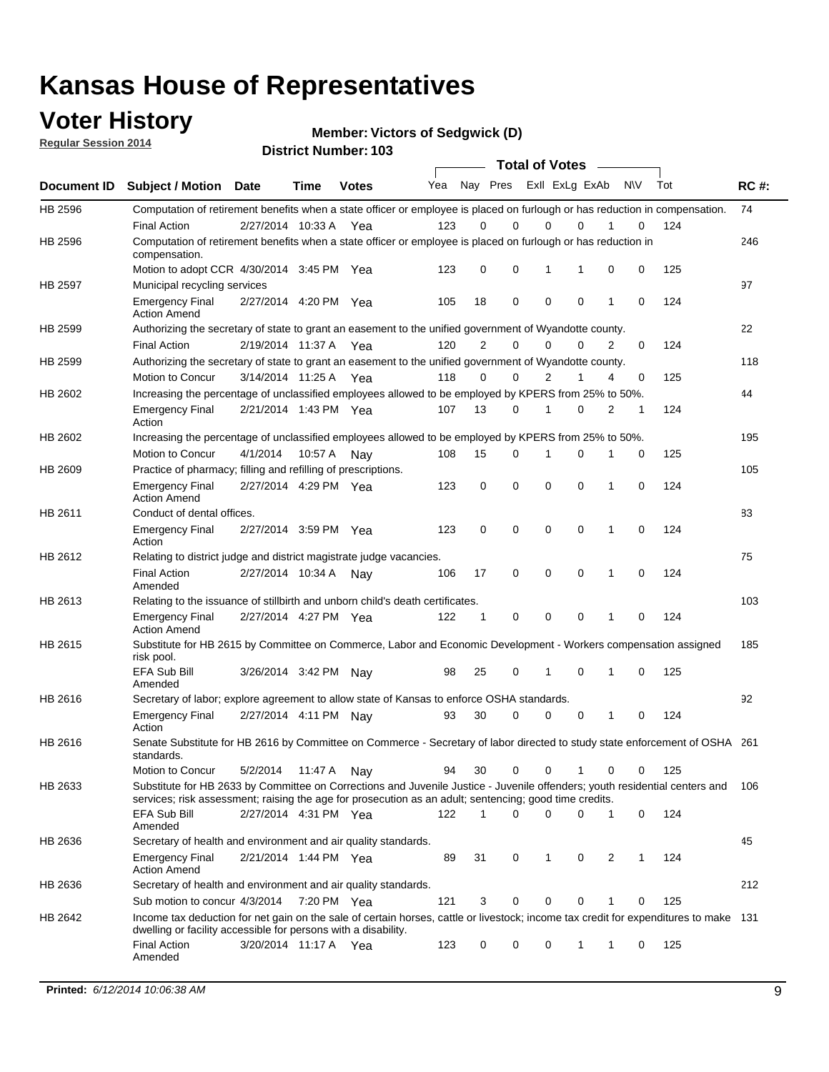# Kansas House of Representatives

## Voter History

**Regular Session 2014**

**Member: Victors of Sedgwick (D)**

**District Number: 103**

| Document ID | Subject / Motion | Date | Time | Votes | Yea | Nay | Pres | ExII | ExLg | ExAb | N\V | Tot | RC #: |
|---|---|---|---|---|---|---|---|---|---|---|---|---|---|
| HB 2596 | Computation of retirement benefits when a state officer or employee is placed on furlough or has reduction in compensation. | | | | | | | | | | | | 74 |
| | Final Action | 2/27/2014 | 10:33 A | Yea | 123 | 0 | 0 | 0 | 0 | 1 | 0 | 124 | |
| HB 2596 | Computation of retirement benefits when a state officer or employee is placed on furlough or has reduction in compensation. | | | | | | | | | | | | 246 |
| | Motion to adopt CCR | 4/30/2014 | 3:45 PM | Yea | 123 | 0 | 0 | 1 | 1 | 0 | 0 | 125 | |
| HB 2597 | Municipal recycling services | | | | | | | | | | | | 97 |
| | Emergency Final Action Amend | 2/27/2014 | 4:20 PM | Yea | 105 | 18 | 0 | 0 | 0 | 1 | 0 | 124 | |
| HB 2599 | Authorizing the secretary of state to grant an easement to the unified government of Wyandotte county. | | | | | | | | | | | | 22 |
| | Final Action | 2/19/2014 | 11:37 A | Yea | 120 | 2 | 0 | 0 | 0 | 2 | 0 | 124 | |
| HB 2599 | Authorizing the secretary of state to grant an easement to the unified government of Wyandotte county. | | | | | | | | | | | | 118 |
| | Motion to Concur | 3/14/2014 | 11:25 A | Yea | 118 | 0 | 0 | 2 | 1 | 4 | 0 | 125 | |
| HB 2602 | Increasing the percentage of unclassified employees allowed to be employed by KPERS from 25% to 50%. | | | | | | | | | | | | 44 |
| | Emergency Final Action | 2/21/2014 | 1:43 PM | Yea | 107 | 13 | 0 | 1 | 0 | 2 | 1 | 124 | |
| HB 2602 | Increasing the percentage of unclassified employees allowed to be employed by KPERS from 25% to 50%. | | | | | | | | | | | | 195 |
| | Motion to Concur | 4/1/2014 | 10:57 A | Nay | 108 | 15 | 0 | 1 | 0 | 1 | 0 | 125 | |
| HB 2609 | Practice of pharmacy; filling and refilling of prescriptions. | | | | | | | | | | | | 105 |
| | Emergency Final Action Amend | 2/27/2014 | 4:29 PM | Yea | 123 | 0 | 0 | 0 | 0 | 1 | 0 | 124 | |
| HB 2611 | Conduct of dental offices. | | | | | | | | | | | | 83 |
| | Emergency Final Action | 2/27/2014 | 3:59 PM | Yea | 123 | 0 | 0 | 0 | 0 | 1 | 0 | 124 | |
| HB 2612 | Relating to district judge and district magistrate judge vacancies. | | | | | | | | | | | | 75 |
| | Final Action Amended | 2/27/2014 | 10:34 A | Nay | 106 | 17 | 0 | 0 | 0 | 1 | 0 | 124 | |
| HB 2613 | Relating to the issuance of stillbirth and unborn child's death certificates. | | | | | | | | | | | | 103 |
| | Emergency Final Action Amend | 2/27/2014 | 4:27 PM | Yea | 122 | 1 | 0 | 0 | 0 | 1 | 0 | 124 | |
| HB 2615 | Substitute for HB 2615 by Committee on Commerce, Labor and Economic Development - Workers compensation assigned risk pool. | | | | | | | | | | | | 185 |
| | EFA Sub Bill Amended | 3/26/2014 | 3:42 PM | Nay | 98 | 25 | 0 | 1 | 0 | 1 | 0 | 125 | |
| HB 2616 | Secretary of labor; explore agreement to allow state of Kansas to enforce OSHA standards. | | | | | | | | | | | | 92 |
| | Emergency Final Action | 2/27/2014 | 4:11 PM | Nay | 93 | 30 | 0 | 0 | 0 | 1 | 0 | 124 | |
| HB 2616 | Senate Substitute for HB 2616 by Committee on Commerce - Secretary of labor directed to study state enforcement of OSHA standards. | | | | | | | | | | | | 261 |
| | Motion to Concur | 5/2/2014 | 11:47 A | Nay | 94 | 30 | 0 | 0 | 1 | 0 | 0 | 125 | |
| HB 2633 | Substitute for HB 2633 by Committee on Corrections and Juvenile Justice - Juvenile offenders; youth residential centers and services; risk assessment; raising the age for prosecution as an adult; sentencing; good time credits. | | | | | | | | | | | | 106 |
| | EFA Sub Bill Amended | 2/27/2014 | 4:31 PM | Yea | 122 | 1 | 0 | 0 | 0 | 1 | 0 | 124 | |
| HB 2636 | Secretary of health and environment and air quality standards. | | | | | | | | | | | | 45 |
| | Emergency Final Action Amend | 2/21/2014 | 1:44 PM | Yea | 89 | 31 | 0 | 1 | 0 | 2 | 1 | 124 | |
| HB 2636 | Secretary of health and environment and air quality standards. | | | | | | | | | | | | 212 |
| | Sub motion to concur | 4/3/2014 | 7:20 PM | Yea | 121 | 3 | 0 | 0 | 0 | 1 | 0 | 125 | |
| HB 2642 | Income tax deduction for net gain on the sale of certain horses, cattle or livestock; income tax credit for expenditures to make dwelling or facility accessible for persons with a disability. | | | | | | | | | | | | 131 |
| | Final Action Amended | 3/20/2014 | 11:17 A | Yea | 123 | 0 | 0 | 0 | 1 | 1 | 0 | 125 | |

**Printed:** *6/12/2014 10:06:38 AM*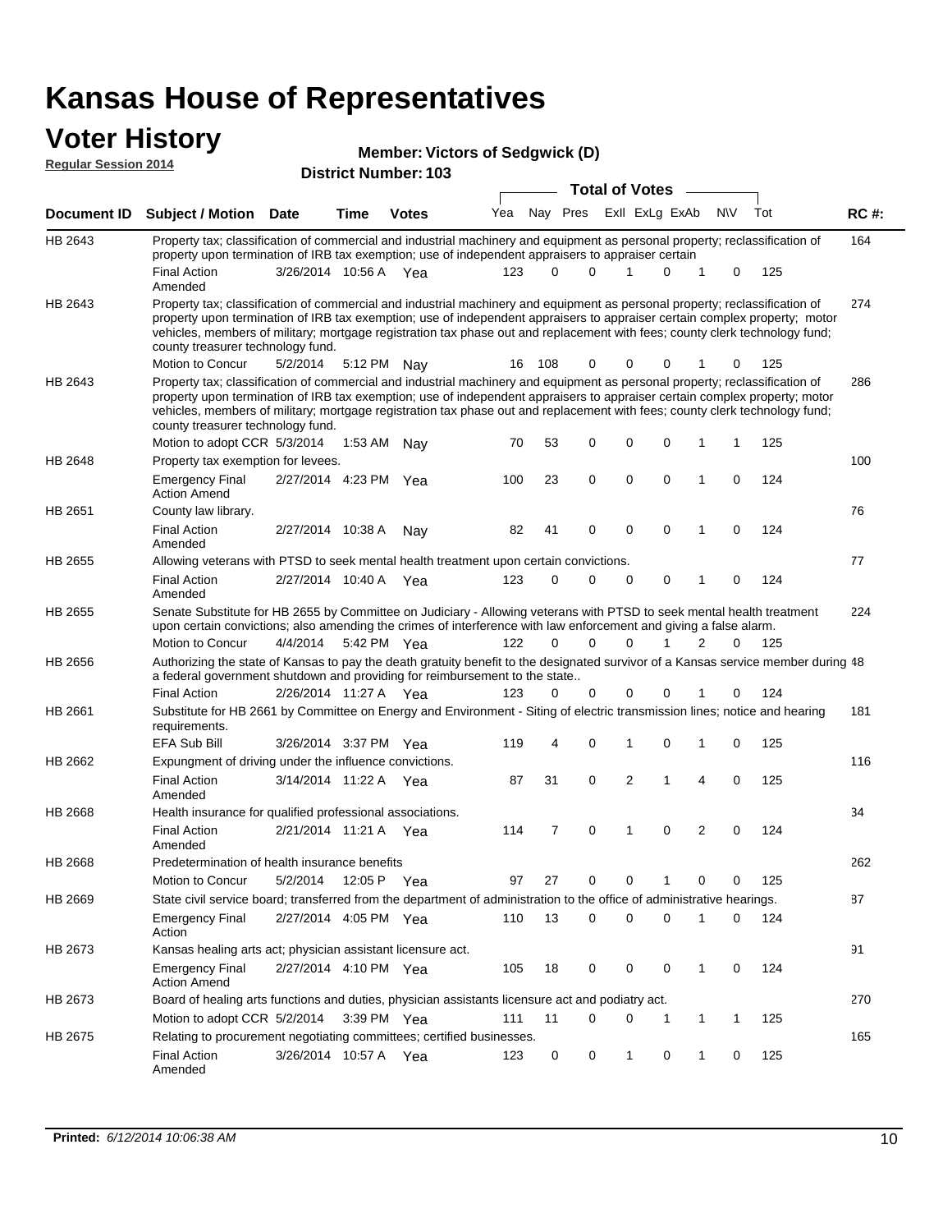# Kansas House of Representatives

## Voter History

**Regular Session 2014**

**Member: Victors of Sedgwick (D)**

**District Number: 103**

| Document ID | Subject / Motion | Date | Time | Votes | Yea | Nay | Pres | ExII | ExLg | ExAb | N\V | Tot | RC #: |
|---|---|---|---|---|---|---|---|---|---|---|---|---|---|
| HB 2643 | Property tax; classification of commercial and industrial machinery and equipment as personal property; reclassification of property upon termination of IRB tax exemption; use of independent appraisers to appraiser certain | | | | | | | | | | | | 164 |
| | Final Action Amended | 3/26/2014 | 10:56 A | Yea | 123 | 0 | 0 | 1 | 0 | 1 | 0 | 125 | |
| HB 2643 | Property tax; classification of commercial and industrial machinery and equipment as personal property; reclassification of property upon termination of IRB tax exemption; use of independent appraisers to appraiser certain complex property; motor vehicles, members of military; mortgage registration tax phase out and replacement with fees; county clerk technology fund; county treasurer technology fund. | | | | | | | | | | | | 274 |
| | Motion to Concur | 5/2/2014 | 5:12 PM | Nay | 16 | 108 | 0 | 0 | 0 | 1 | 0 | 125 | |
| HB 2643 | Property tax; classification of commercial and industrial machinery and equipment as personal property; reclassification of property upon termination of IRB tax exemption; use of independent appraisers to appraiser certain complex property; motor vehicles, members of military; mortgage registration tax phase out and replacement with fees; county clerk technology fund; county treasurer technology fund. | | | | | | | | | | | | 286 |
| | Motion to adopt CCR | 5/3/2014 | 1:53 AM | Nay | 70 | 53 | 0 | 0 | 0 | 1 | 1 | 125 | |
| HB 2648 | Property tax exemption for levees. | | | | | | | | | | | | 100 |
| | Emergency Final Action Amend | 2/27/2014 | 4:23 PM | Yea | 100 | 23 | 0 | 0 | 0 | 1 | 0 | 124 | |
| HB 2651 | County law library. | | | | | | | | | | | | 76 |
| | Final Action Amended | 2/27/2014 | 10:38 A | Nay | 82 | 41 | 0 | 0 | 0 | 1 | 0 | 124 | |
| HB 2655 | Allowing veterans with PTSD to seek mental health treatment upon certain convictions. | | | | | | | | | | | | 77 |
| | Final Action Amended | 2/27/2014 | 10:40 A | Yea | 123 | 0 | 0 | 0 | 0 | 1 | 0 | 124 | |
| HB 2655 | Senate Substitute for HB 2655 by Committee on Judiciary - Allowing veterans with PTSD to seek mental health treatment upon certain convictions; also amending the crimes of interference with law enforcement and giving a false alarm. | | | | | | | | | | | | 224 |
| | Motion to Concur | 4/4/2014 | 5:42 PM | Yea | 122 | 0 | 0 | 0 | 1 | 2 | 0 | 125 | |
| HB 2656 | Authorizing the state of Kansas to pay the death gratuity benefit to the designated survivor of a Kansas service member during a federal government shutdown and providing for reimbursement to the state.. | | | | | | | | | | | | 48 |
| | Final Action | 2/26/2014 | 11:27 A | Yea | 123 | 0 | 0 | 0 | 0 | 1 | 0 | 124 | |
| HB 2661 | Substitute for HB 2661 by Committee on Energy and Environment - Siting of electric transmission lines; notice and hearing requirements. | | | | | | | | | | | | 181 |
| | EFA Sub Bill | 3/26/2014 | 3:37 PM | Yea | 119 | 4 | 0 | 1 | 0 | 1 | 0 | 125 | |
| HB 2662 | Expungment of driving under the influence convictions. | | | | | | | | | | | | 116 |
| | Final Action Amended | 3/14/2014 | 11:22 A | Yea | 87 | 31 | 0 | 2 | 1 | 4 | 0 | 125 | |
| HB 2668 | Health insurance for qualified professional associations. | | | | | | | | | | | | 34 |
| | Final Action Amended | 2/21/2014 | 11:21 A | Yea | 114 | 7 | 0 | 1 | 0 | 2 | 0 | 124 | |
| HB 2668 | Predetermination of health insurance benefits | | | | | | | | | | | | 262 |
| | Motion to Concur | 5/2/2014 | 12:05 P | Yea | 97 | 27 | 0 | 0 | 1 | 0 | 0 | 125 | |
| HB 2669 | State civil service board; transferred from the department of administration to the office of administrative hearings. | | | | | | | | | | | | 87 |
| | Emergency Final Action | 2/27/2014 | 4:05 PM | Yea | 110 | 13 | 0 | 0 | 0 | 1 | 0 | 124 | |
| HB 2673 | Kansas healing arts act; physician assistant licensure act. | | | | | | | | | | | | 91 |
| | Emergency Final Action Amend | 2/27/2014 | 4:10 PM | Yea | 105 | 18 | 0 | 0 | 0 | 1 | 0 | 124 | |
| HB 2673 | Board of healing arts functions and duties, physician assistants licensure act and podiatry act. | | | | | | | | | | | | 270 |
| | Motion to adopt CCR | 5/2/2014 | 3:39 PM | Yea | 111 | 11 | 0 | 0 | 1 | 1 | 1 | 125 | |
| HB 2675 | Relating to procurement negotiating committees; certified businesses. | | | | | | | | | | | | 165 |
| | Final Action Amended | 3/26/2014 | 10:57 A | Yea | 123 | 0 | 0 | 1 | 0 | 1 | 0 | 125 | |

**Printed:** *6/12/2014 10:06:38 AM*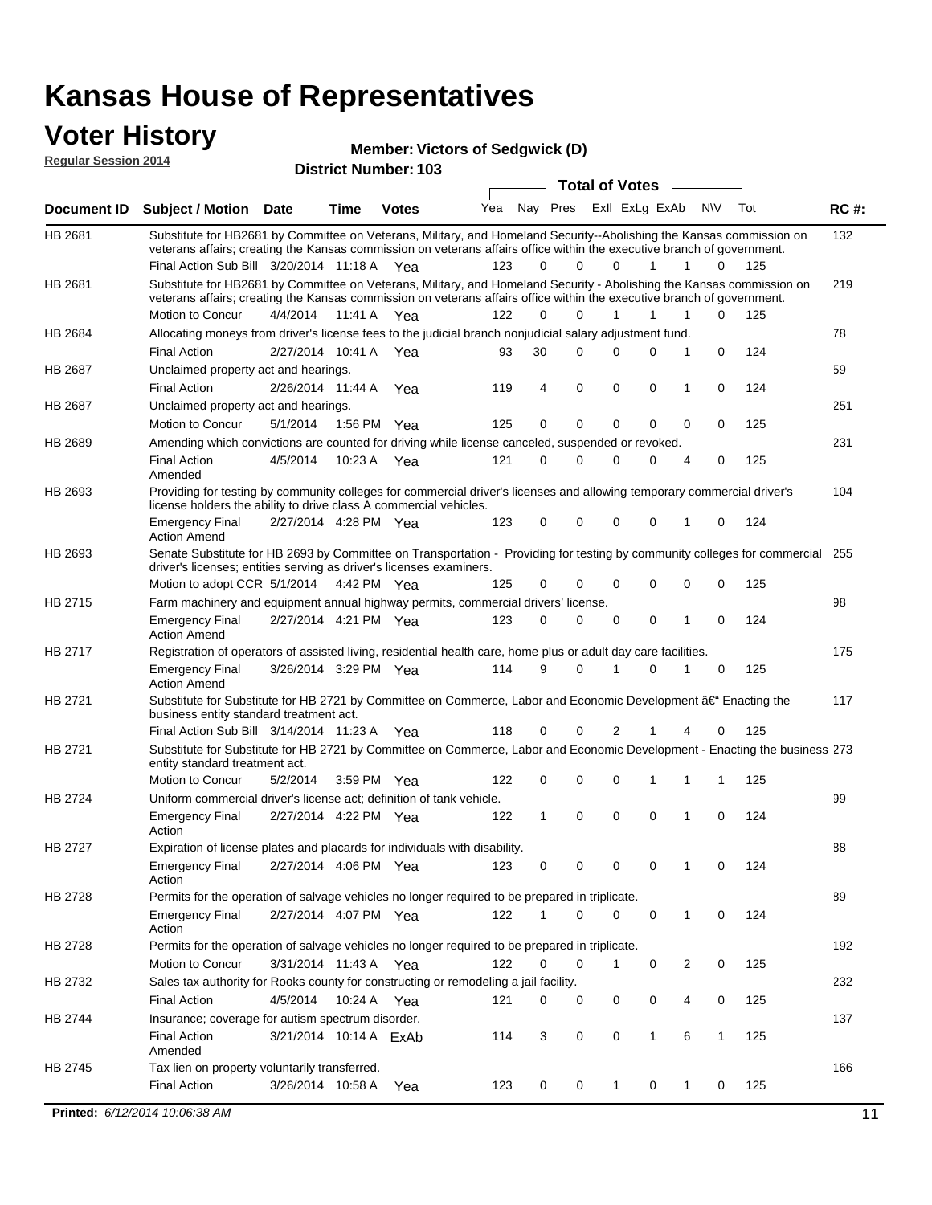# Kansas House of Representatives

## Voter History

**Regular Session 2014**

**Member: Victors of Sedgwick (D)**

**District Number: 103**

| Document ID | Subject / Motion | Date | Time | Votes | Yea | Nay | Pres | ExII | ExLg | ExAb | N\V | Tot | RC #: |
|---|---|---|---|---|---|---|---|---|---|---|---|---|---|
| HB 2681 | Substitute for HB2681 by Committee on Veterans, Military, and Homeland Security--Abolishing the Kansas commission on veterans affairs; creating the Kansas commission on veterans affairs office within the executive branch of government. | | | | | | | | | | | | 132 |
| | Final Action Sub Bill | 3/20/2014 | 11:18 A | Yea | 123 | 0 | 0 | 0 | 1 | 1 | 0 | 125 | |
| HB 2681 | Substitute for HB2681 by Committee on Veterans, Military, and Homeland Security - Abolishing the Kansas commission on veterans affairs; creating the Kansas commission on veterans affairs office within the executive branch of government. | | | | | | | | | | | | 219 |
| | Motion to Concur | 4/4/2014 | 11:41 A | Yea | 122 | 0 | 0 | 1 | 1 | 1 | 0 | 125 | |
| HB 2684 | Allocating moneys from driver's license fees to the judicial branch nonjudicial salary adjustment fund. | | | | | | | | | | | | 78 |
| | Final Action | 2/27/2014 | 10:41 A | Yea | 93 | 30 | 0 | 0 | 0 | 1 | 0 | 124 | |
| HB 2687 | Unclaimed property act and hearings. | | | | | | | | | | | | 59 |
| | Final Action | 2/26/2014 | 11:44 A | Yea | 119 | 4 | 0 | 0 | 0 | 1 | 0 | 124 | |
| HB 2687 | Unclaimed property act and hearings. | | | | | | | | | | | | 251 |
| | Motion to Concur | 5/1/2014 | 1:56 PM | Yea | 125 | 0 | 0 | 0 | 0 | 0 | 0 | 125 | |
| HB 2689 | Amending which convictions are counted for driving while license canceled, suspended or revoked. | | | | | | | | | | | | 231 |
| | Final Action Amended | 4/5/2014 | 10:23 A | Yea | 121 | 0 | 0 | 0 | 0 | 4 | 0 | 125 | |
| HB 2693 | Providing for testing by community colleges for commercial driver's licenses and allowing temporary commercial driver's license holders the ability to drive class A commercial vehicles. | | | | | | | | | | | | 104 |
| | Emergency Final Action Amend | 2/27/2014 | 4:28 PM | Yea | 123 | 0 | 0 | 0 | 0 | 1 | 0 | 124 | |
| HB 2693 | Senate Substitute for HB 2693 by Committee on Transportation - Providing for testing by community colleges for commercial driver's licenses; entities serving as driver's licenses examiners. | | | | | | | | | | | | 255 |
| | Motion to adopt CCR | 5/1/2014 | 4:42 PM | Yea | 125 | 0 | 0 | 0 | 0 | 0 | 0 | 125 | |
| HB 2715 | Farm machinery and equipment annual highway permits, commercial drivers' license. | | | | | | | | | | | | 98 |
| | Emergency Final Action Amend | 2/27/2014 | 4:21 PM | Yea | 123 | 0 | 0 | 0 | 0 | 1 | 0 | 124 | |
| HB 2717 | Registration of operators of assisted living, residential health care, home plus or adult day care facilities. | | | | | | | | | | | | 175 |
| | Emergency Final Action Amend | 3/26/2014 | 3:29 PM | Yea | 114 | 9 | 0 | 1 | 0 | 1 | 0 | 125 | |
| HB 2721 | Substitute for Substitute for HB 2721 by Committee on Commerce, Labor and Economic Development â€" Enacting the business entity standard treatment act. | | | | | | | | | | | | 117 |
| | Final Action Sub Bill | 3/14/2014 | 11:23 A | Yea | 118 | 0 | 0 | 2 | 1 | 4 | 0 | 125 | |
| HB 2721 | Substitute for Substitute for HB 2721 by Committee on Commerce, Labor and Economic Development - Enacting the business entity standard treatment act. | | | | | | | | | | | | 273 |
| | Motion to Concur | 5/2/2014 | 3:59 PM | Yea | 122 | 0 | 0 | 0 | 1 | 1 | 1 | 125 | |
| HB 2724 | Uniform commercial driver's license act; definition of tank vehicle. | | | | | | | | | | | | 99 |
| | Emergency Final Action | 2/27/2014 | 4:22 PM | Yea | 122 | 1 | 0 | 0 | 0 | 1 | 0 | 124 | |
| HB 2727 | Expiration of license plates and placards for individuals with disability. | | | | | | | | | | | | 88 |
| | Emergency Final Action | 2/27/2014 | 4:06 PM | Yea | 123 | 0 | 0 | 0 | 0 | 1 | 0 | 124 | |
| HB 2728 | Permits for the operation of salvage vehicles no longer required to be prepared in triplicate. | | | | | | | | | | | | 89 |
| | Emergency Final Action | 2/27/2014 | 4:07 PM | Yea | 122 | 1 | 0 | 0 | 0 | 1 | 0 | 124 | |
| HB 2728 | Permits for the operation of salvage vehicles no longer required to be prepared in triplicate. | | | | | | | | | | | | 192 |
| | Motion to Concur | 3/31/2014 | 11:43 A | Yea | 122 | 0 | 0 | 1 | 0 | 2 | 0 | 125 | |
| HB 2732 | Sales tax authority for Rooks county for constructing or remodeling a jail facility. | | | | | | | | | | | | 232 |
| | Final Action | 4/5/2014 | 10:24 A | Yea | 121 | 0 | 0 | 0 | 0 | 4 | 0 | 125 | |
| HB 2744 | Insurance; coverage for autism spectrum disorder. | | | | | | | | | | | | 137 |
| | Final Action Amended | 3/21/2014 | 10:14 A | ExAb | 114 | 3 | 0 | 0 | 1 | 6 | 1 | 125 | |
| HB 2745 | Tax lien on property voluntarily transferred. | | | | | | | | | | | | 166 |
| | Final Action | 3/26/2014 | 10:58 A | Yea | 123 | 0 | 0 | 1 | 0 | 1 | 0 | 125 | |

**Printed:** *6/12/2014 10:06:38 AM*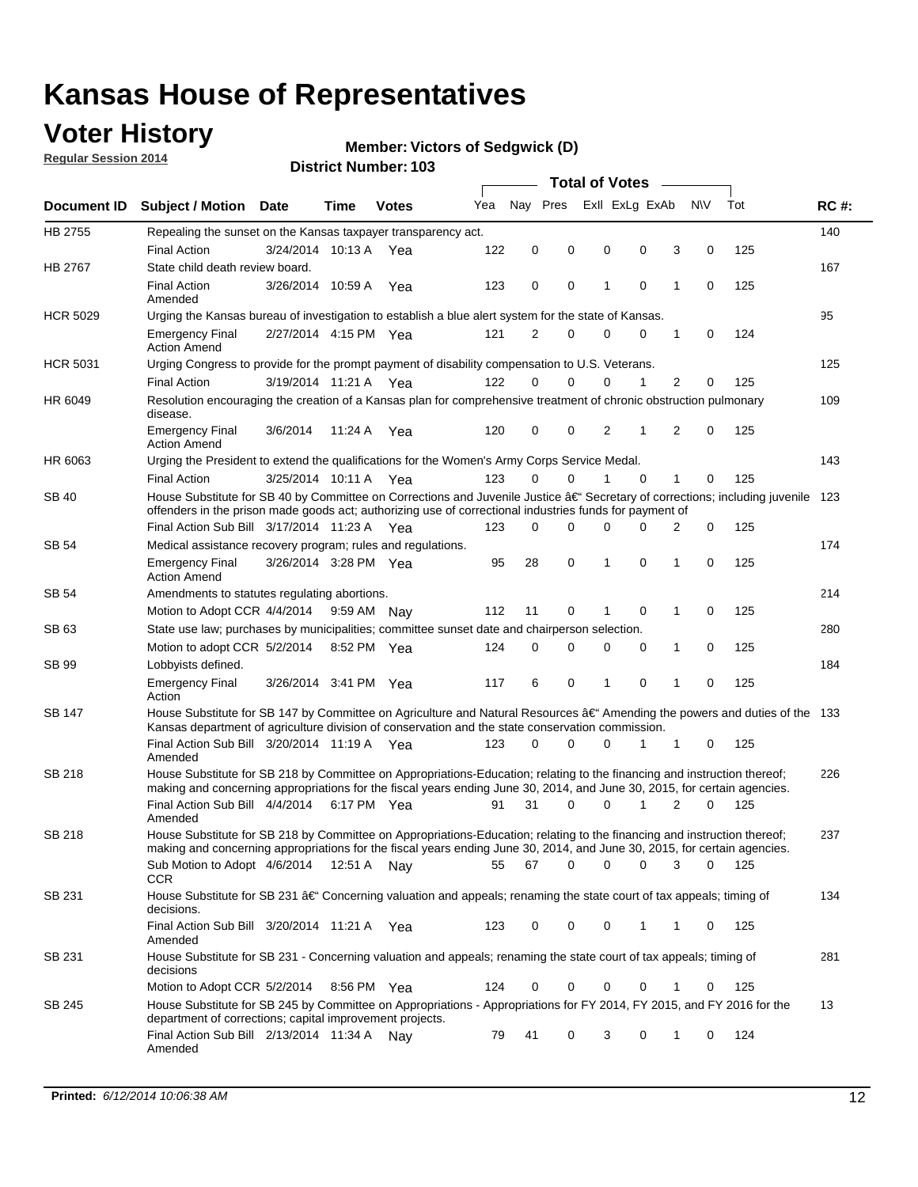# Kansas House of Representatives

## Voter History

**Regular Session 2014**

**Member: Victors of Sedgwick (D)**

**District Number: 103**

| Document ID | Subject / Motion | Date | Time | Votes | Yea | Nay | Pres | ExII | ExLg | ExAb | N\V | Tot | RC #: |
|---|---|---|---|---|---|---|---|---|---|---|---|---|---|
| HB 2755 | Repealing the sunset on the Kansas taxpayer transparency act. | | | | | | | | | | | | 140 |
| | Final Action | 3/24/2014 | 10:13 A | Yea | 122 | 0 | 0 | 0 | 0 | 3 | 0 | 125 | |
| HB 2767 | State child death review board. | | | | | | | | | | | | 167 |
| | Final Action Amended | 3/26/2014 | 10:59 A | Yea | 123 | 0 | 0 | 1 | 0 | 1 | 0 | 125 | |
| HCR 5029 | Urging the Kansas bureau of investigation to establish a blue alert system for the state of Kansas. | | | | | | | | | | | | 95 |
| | Emergency Final Action Amend | 2/27/2014 | 4:15 PM | Yea | 121 | 2 | 0 | 0 | 0 | 1 | 0 | 124 | |
| HCR 5031 | Urging Congress to provide for the prompt payment of disability compensation to U.S. Veterans. | | | | | | | | | | | | 125 |
| | Final Action | 3/19/2014 | 11:21 A | Yea | 122 | 0 | 0 | 0 | 1 | 2 | 0 | 125 | |
| HR 6049 | Resolution encouraging the creation of a Kansas plan for comprehensive treatment of chronic obstruction pulmonary disease. | | | | | | | | | | | | 109 |
| | Emergency Final Action Amend | 3/6/2014 | 11:24 A | Yea | 120 | 0 | 0 | 2 | 1 | 2 | 0 | 125 | |
| HR 6063 | Urging the President to extend the qualifications for the Women's Army Corps Service Medal. | | | | | | | | | | | | 143 |
| | Final Action | 3/25/2014 | 10:11 A | Yea | 123 | 0 | 0 | 1 | 0 | 1 | 0 | 125 | |
| SB 40 | House Substitute for SB 40 by Committee on Corrections and Juvenile Justice â€" Secretary of corrections; including juvenile offenders in the prison made goods act; authorizing use of correctional industries funds for payment of | | | | | | | | | | | | 123 |
| | Final Action Sub Bill | 3/17/2014 | 11:23 A | Yea | 123 | 0 | 0 | 0 | 0 | 2 | 0 | 125 | |
| SB 54 | Medical assistance recovery program; rules and regulations. | | | | | | | | | | | | 174 |
| | Emergency Final Action Amend | 3/26/2014 | 3:28 PM | Yea | 95 | 28 | 0 | 1 | 0 | 1 | 0 | 125 | |
| SB 54 | Amendments to statutes regulating abortions. | | | | | | | | | | | | 214 |
| | Motion to Adopt CCR | 4/4/2014 | 9:59 AM | Nay | 112 | 11 | 0 | 1 | 0 | 1 | 0 | 125 | |
| SB 63 | State use law; purchases by municipalities; committee sunset date and chairperson selection. | | | | | | | | | | | | 280 |
| | Motion to adopt CCR | 5/2/2014 | 8:52 PM | Yea | 124 | 0 | 0 | 0 | 0 | 1 | 0 | 125 | |
| SB 99 | Lobbyists defined. | | | | | | | | | | | | 184 |
| | Emergency Final Action | 3/26/2014 | 3:41 PM | Yea | 117 | 6 | 0 | 1 | 0 | 1 | 0 | 125 | |
| SB 147 | House Substitute for SB 147 by Committee on Agriculture and Natural Resources â€" Amending the powers and duties of the Kansas department of agriculture division of conservation and the state conservation commission. | | | | | | | | | | | | 133 |
| | Final Action Sub Bill Amended | 3/20/2014 | 11:19 A | Yea | 123 | 0 | 0 | 0 | 1 | 1 | 0 | 125 | |
| SB 218 | House Substitute for SB 218 by Committee on Appropriations-Education; relating to the financing and instruction thereof; making and concerning appropriations for the fiscal years ending June 30, 2014, and June 30, 2015, for certain agencies. | | | | | | | | | | | | 226 |
| | Final Action Sub Bill Amended | 4/4/2014 | 6:17 PM | Yea | 91 | 31 | 0 | 0 | 1 | 2 | 0 | 125 | |
| SB 218 | House Substitute for SB 218 by Committee on Appropriations-Education; relating to the financing and instruction thereof; making and concerning appropriations for the fiscal years ending June 30, 2014, and June 30, 2015, for certain agencies. | | | | | | | | | | | | 237 |
| | Sub Motion to Adopt CCR | 4/6/2014 | 12:51 A | Nay | 55 | 67 | 0 | 0 | 0 | 3 | 0 | 125 | |
| SB 231 | House Substitute for SB 231 â€" Concerning valuation and appeals; renaming the state court of tax appeals; timing of decisions. | | | | | | | | | | | | 134 |
| | Final Action Sub Bill Amended | 3/20/2014 | 11:21 A | Yea | 123 | 0 | 0 | 0 | 1 | 1 | 0 | 125 | |
| SB 231 | House Substitute for SB 231 - Concerning valuation and appeals; renaming the state court of tax appeals; timing of decisions | | | | | | | | | | | | 281 |
| | Motion to Adopt CCR | 5/2/2014 | 8:56 PM | Yea | 124 | 0 | 0 | 0 | 0 | 1 | 0 | 125 | |
| SB 245 | House Substitute for SB 245 by Committee on Appropriations - Appropriations for FY 2014, FY 2015, and FY 2016 for the department of corrections; capital improvement projects. | | | | | | | | | | | | 13 |
| | Final Action Sub Bill Amended | 2/13/2014 | 11:34 A | Nay | 79 | 41 | 0 | 3 | 0 | 1 | 0 | 124 | |

**Printed:** *6/12/2014 10:06:38 AM*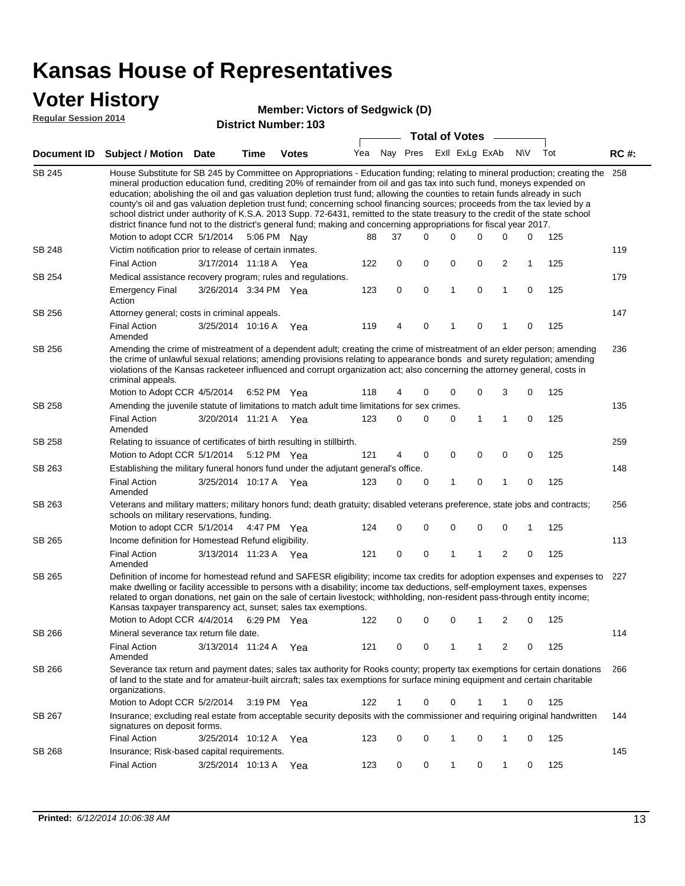# Kansas House of Representatives

## Voter History

**Regular Session 2014**

**Member: Victors of Sedgwick (D)**

**District Number: 103**

| Document ID | Subject / Motion | Date | Time | Votes | Yea | Nay | Pres | ExII | ExLg | ExAb | N\V | Tot | RC #: |
|---|---|---|---|---|---|---|---|---|---|---|---|---|---|
| SB 245 | House Substitute for SB 245 by Committee on Appropriations - Education funding; relating to mineral production; creating the mineral production education fund, crediting 20% of remainder from oil and gas tax into such fund, moneys expended on education; abolishing the oil and gas valuation depletion trust fund; allowing the counties to retain funds already in such county's oil and gas valuation depletion trust fund; concerning school financing sources; proceeds from the tax levied by a school district under authority of K.S.A. 2013 Supp. 72-6431, remitted to the state treasury to the credit of the state school district finance fund not to the district's general fund; making and concerning appropriations for fiscal year 2017. | | | | | | | | | | | | 258 |
| | Motion to adopt CCR | 5/1/2014 | 5:06 PM | Nay | 88 | 37 | 0 | 0 | 0 | 0 | 0 | 125 | |
| SB 248 | Victim notification prior to release of certain inmates. | | | | | | | | | | | | 119 |
| | Final Action | 3/17/2014 | 11:18 A | Yea | 122 | 0 | 0 | 0 | 0 | 2 | 1 | 125 | |
| SB 254 | Medical assistance recovery program; rules and regulations. | | | | | | | | | | | | 179 |
| | Emergency Final Action | 3/26/2014 | 3:34 PM | Yea | 123 | 0 | 0 | 1 | 0 | 1 | 0 | 125 | |
| SB 256 | Attorney general; costs in criminal appeals. | | | | | | | | | | | | 147 |
| | Final Action Amended | 3/25/2014 | 10:16 A | Yea | 119 | 4 | 0 | 1 | 0 | 1 | 0 | 125 | |
| SB 256 | Amending the crime of mistreatment of a dependent adult; creating the crime of mistreatment of an elder person; amending the crime of unlawful sexual relations; amending provisions relating to appearance bonds and surety regulation; amending violations of the Kansas racketeer influenced and corrupt organization act; also concerning the attorney general, costs in criminal appeals. | | | | | | | | | | | | 236 |
| | Motion to Adopt CCR | 4/5/2014 | 6:52 PM | Yea | 118 | 4 | 0 | 0 | 0 | 3 | 0 | 125 | |
| SB 258 | Amending the juvenile statute of limitations to match adult time limitations for sex crimes. | | | | | | | | | | | | 135 |
| | Final Action Amended | 3/20/2014 | 11:21 A | Yea | 123 | 0 | 0 | 0 | 1 | 1 | 0 | 125 | |
| SB 258 | Relating to issuance of certificates of birth resulting in stillbirth. | | | | | | | | | | | | 259 |
| | Motion to Adopt CCR | 5/1/2014 | 5:12 PM | Yea | 121 | 4 | 0 | 0 | 0 | 0 | 0 | 125 | |
| SB 263 | Establishing the military funeral honors fund under the adjutant general's office. | | | | | | | | | | | | 148 |
| | Final Action Amended | 3/25/2014 | 10:17 A | Yea | 123 | 0 | 0 | 1 | 0 | 1 | 0 | 125 | |
| SB 263 | Veterans and military matters; military honors fund; death gratuity; disabled veterans preference, state jobs and contracts; schools on military reservations, funding. | | | | | | | | | | | | 256 |
| | Motion to adopt CCR | 5/1/2014 | 4:47 PM | Yea | 124 | 0 | 0 | 0 | 0 | 0 | 1 | 125 | |
| SB 265 | Income definition for Homestead Refund eligibility. | | | | | | | | | | | | 113 |
| | Final Action Amended | 3/13/2014 | 11:23 A | Yea | 121 | 0 | 0 | 1 | 1 | 2 | 0 | 125 | |
| SB 265 | Definition of income for homestead refund and SAFESR eligibility; income tax credits for adoption expenses and expenses to make dwelling or facility accessible to persons with a disability; income tax deductions, self-employment taxes, expenses related to organ donations, net gain on the sale of certain livestock; withholding, non-resident pass-through entity income; Kansas taxpayer transparency act, sunset; sales tax exemptions. | | | | | | | | | | | | 227 |
| | Motion to Adopt CCR | 4/4/2014 | 6:29 PM | Yea | 122 | 0 | 0 | 0 | 1 | 2 | 0 | 125 | |
| SB 266 | Mineral severance tax return file date. | | | | | | | | | | | | 114 |
| | Final Action Amended | 3/13/2014 | 11:24 A | Yea | 121 | 0 | 0 | 1 | 1 | 2 | 0 | 125 | |
| SB 266 | Severance tax return and payment dates; sales tax authority for Rooks county; property tax exemptions for certain donations of land to the state and for amateur-built aircraft; sales tax exemptions for surface mining equipment and certain charitable organizations. | | | | | | | | | | | | 266 |
| | Motion to Adopt CCR | 5/2/2014 | 3:19 PM | Yea | 122 | 1 | 0 | 0 | 1 | 1 | 0 | 125 | |
| SB 267 | Insurance; excluding real estate from acceptable security deposits with the commissioner and requiring original handwritten signatures on deposit forms. | | | | | | | | | | | | 144 |
| | Final Action | 3/25/2014 | 10:12 A | Yea | 123 | 0 | 0 | 1 | 0 | 1 | 0 | 125 | |
| SB 268 | Insurance; Risk-based capital requirements. | | | | | | | | | | | | 145 |
| | Final Action | 3/25/2014 | 10:13 A | Yea | 123 | 0 | 0 | 1 | 0 | 1 | 0 | 125 | |

**Printed:** *6/12/2014 10:06:38 AM*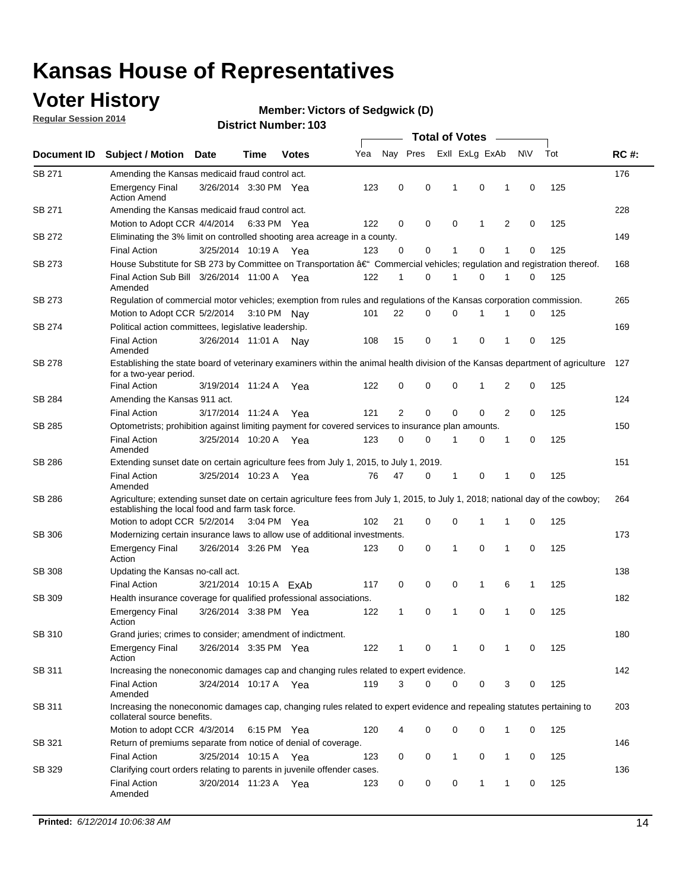# Kansas House of Representatives

## Voter History

**Regular Session 2014**

**Member: Victors of Sedgwick (D)**

**District Number: 103**

| Document ID | Subject / Motion | Date | Time | Votes | Yea | Nay | Pres | ExII | ExLg | ExAb | N\V | Tot | RC #: |
|---|---|---|---|---|---|---|---|---|---|---|---|---|---|
| SB 271 | Amending the Kansas medicaid fraud control act. | | | | | | | | | | | | 176 |
| | Emergency Final Action Amend | 3/26/2014 | 3:30 PM | Yea | 123 | 0 | 0 | 1 | 0 | 1 | 0 | 125 | |
| SB 271 | Amending the Kansas medicaid fraud control act. | | | | | | | | | | | | 228 |
| | Motion to Adopt CCR | 4/4/2014 | 6:33 PM | Yea | 122 | 0 | 0 | 0 | 1 | 2 | 0 | 125 | |
| SB 272 | Eliminating the 3% limit on controlled shooting area acreage in a county. | | | | | | | | | | | | 149 |
| | Final Action | 3/25/2014 | 10:19 A | Yea | 123 | 0 | 0 | 1 | 0 | 1 | 0 | 125 | |
| SB 273 | House Substitute for SB 273 by Committee on Transportation â€" Commercial vehicles; regulation and registration thereof. | | | | | | | | | | | | 168 |
| | Final Action Sub Bill Amended | 3/26/2014 | 11:00 A | Yea | 122 | 1 | 0 | 1 | 0 | 1 | 0 | 125 | |
| SB 273 | Regulation of commercial motor vehicles; exemption from rules and regulations of the Kansas corporation commission. | | | | | | | | | | | | 265 |
| | Motion to Adopt CCR | 5/2/2014 | 3:10 PM | Nay | 101 | 22 | 0 | 0 | 1 | 1 | 0 | 125 | |
| SB 274 | Political action committees, legislative leadership. | | | | | | | | | | | | 169 |
| | Final Action Amended | 3/26/2014 | 11:01 A | Nay | 108 | 15 | 0 | 1 | 0 | 1 | 0 | 125 | |
| SB 278 | Establishing the state board of veterinary examiners within the animal health division of the Kansas department of agriculture for a two-year period. | | | | | | | | | | | | 127 |
| | Final Action | 3/19/2014 | 11:24 A | Yea | 122 | 0 | 0 | 0 | 1 | 2 | 0 | 125 | |
| SB 284 | Amending the Kansas 911 act. | | | | | | | | | | | | 124 |
| | Final Action | 3/17/2014 | 11:24 A | Yea | 121 | 2 | 0 | 0 | 0 | 2 | 0 | 125 | |
| SB 285 | Optometrists; prohibition against limiting payment for covered services to insurance plan amounts. | | | | | | | | | | | | 150 |
| | Final Action Amended | 3/25/2014 | 10:20 A | Yea | 123 | 0 | 0 | 1 | 0 | 1 | 0 | 125 | |
| SB 286 | Extending sunset date on certain agriculture fees from July 1, 2015, to July 1, 2019. | | | | | | | | | | | | 151 |
| | Final Action Amended | 3/25/2014 | 10:23 A | Yea | 76 | 47 | 0 | 1 | 0 | 1 | 0 | 125 | |
| SB 286 | Agriculture; extending sunset date on certain agriculture fees from July 1, 2015, to July 1, 2018; national day of the cowboy; establishing the local food and farm task force. | | | | | | | | | | | | 264 |
| | Motion to adopt CCR | 5/2/2014 | 3:04 PM | Yea | 102 | 21 | 0 | 0 | 1 | 1 | 0 | 125 | |
| SB 306 | Modernizing certain insurance laws to allow use of additional investments. | | | | | | | | | | | | 173 |
| | Emergency Final Action | 3/26/2014 | 3:26 PM | Yea | 123 | 0 | 0 | 1 | 0 | 1 | 0 | 125 | |
| SB 308 | Updating the Kansas no-call act. | | | | | | | | | | | | 138 |
| | Final Action | 3/21/2014 | 10:15 A | ExAb | 117 | 0 | 0 | 0 | 1 | 6 | 1 | 125 | |
| SB 309 | Health insurance coverage for qualified professional associations. | | | | | | | | | | | | 182 |
| | Emergency Final Action | 3/26/2014 | 3:38 PM | Yea | 122 | 1 | 0 | 1 | 0 | 1 | 0 | 125 | |
| SB 310 | Grand juries; crimes to consider; amendment of indictment. | | | | | | | | | | | | 180 |
| | Emergency Final Action | 3/26/2014 | 3:35 PM | Yea | 122 | 1 | 0 | 1 | 0 | 1 | 0 | 125 | |
| SB 311 | Increasing the noneconomic damages cap and changing rules related to expert evidence. | | | | | | | | | | | | 142 |
| | Final Action Amended | 3/24/2014 | 10:17 A | Yea | 119 | 3 | 0 | 0 | 0 | 3 | 0 | 125 | |
| SB 311 | Increasing the noneconomic damages cap, changing rules related to expert evidence and repealing statutes pertaining to collateral source benefits. | | | | | | | | | | | | 203 |
| | Motion to adopt CCR | 4/3/2014 | 6:15 PM | Yea | 120 | 4 | 0 | 0 | 0 | 1 | 0 | 125 | |
| SB 321 | Return of premiums separate from notice of denial of coverage. | | | | | | | | | | | | 146 |
| | Final Action | 3/25/2014 | 10:15 A | Yea | 123 | 0 | 0 | 1 | 0 | 1 | 0 | 125 | |
| SB 329 | Clarifying court orders relating to parents in juvenile offender cases. | | | | | | | | | | | | 136 |
| | Final Action Amended | 3/20/2014 | 11:23 A | Yea | 123 | 0 | 0 | 0 | 1 | 1 | 0 | 125 | |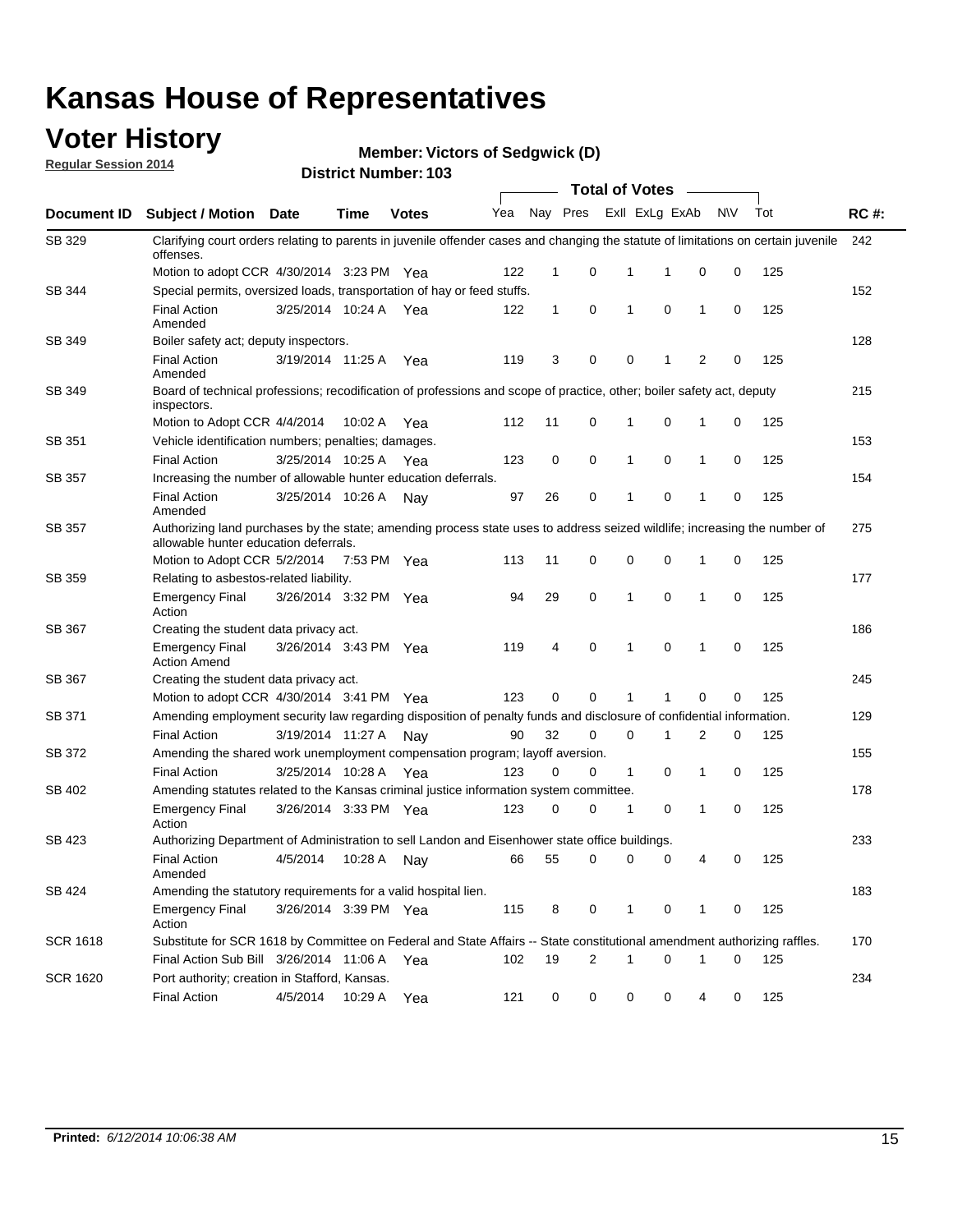# Kansas House of Representatives

## Voter History

**Regular Session 2014**

**Member: Victors of Sedgwick (D)**

**District Number: 103**

| Document ID | Subject / Motion | Date | Time | Votes | Yea | Nay | Pres | ExlI | ExLg | ExAb | N\V | Tot | RC #: |
|---|---|---|---|---|---|---|---|---|---|---|---|---|---|
| SB 329 | Clarifying court orders relating to parents in juvenile offender cases and changing the statute of limitations on certain juvenile offenses. | | | | | | | | | | | | 242 |
| | Motion to adopt CCR | 4/30/2014 | 3:23 PM | Yea | 122 | 1 | 0 | 1 | 1 | 0 | 0 | 125 | |
| SB 344 | Special permits, oversized loads, transportation of hay or feed stuffs. | | | | | | | | | | | | 152 |
| | Final Action Amended | 3/25/2014 | 10:24 A | Yea | 122 | 1 | 0 | 1 | 0 | 1 | 0 | 125 | |
| SB 349 | Boiler safety act; deputy inspectors. | | | | | | | | | | | | 128 |
| | Final Action Amended | 3/19/2014 | 11:25 A | Yea | 119 | 3 | 0 | 0 | 1 | 2 | 0 | 125 | |
| SB 349 | Board of technical professions; recodification of professions and scope of practice, other; boiler safety act, deputy inspectors. | | | | | | | | | | | | 215 |
| | Motion to Adopt CCR | 4/4/2014 | 10:02 A | Yea | 112 | 11 | 0 | 1 | 0 | 1 | 0 | 125 | |
| SB 351 | Vehicle identification numbers; penalties; damages. | | | | | | | | | | | | 153 |
| | Final Action | 3/25/2014 | 10:25 A | Yea | 123 | 0 | 0 | 1 | 0 | 1 | 0 | 125 | |
| SB 357 | Increasing the number of allowable hunter education deferrals. | | | | | | | | | | | | 154 |
| | Final Action Amended | 3/25/2014 | 10:26 A | Nay | 97 | 26 | 0 | 1 | 0 | 1 | 0 | 125 | |
| SB 357 | Authorizing land purchases by the state; amending process state uses to address seized wildlife; increasing the number of allowable hunter education deferrals. | | | | | | | | | | | | 275 |
| | Motion to Adopt CCR | 5/2/2014 | 7:53 PM | Yea | 113 | 11 | 0 | 0 | 0 | 1 | 0 | 125 | |
| SB 359 | Relating to asbestos-related liability. | | | | | | | | | | | | 177 |
| | Emergency Final Action | 3/26/2014 | 3:32 PM | Yea | 94 | 29 | 0 | 1 | 0 | 1 | 0 | 125 | |
| SB 367 | Creating the student data privacy act. | | | | | | | | | | | | 186 |
| | Emergency Final Action Amend | 3/26/2014 | 3:43 PM | Yea | 119 | 4 | 0 | 1 | 0 | 1 | 0 | 125 | |
| SB 367 | Creating the student data privacy act. | | | | | | | | | | | | 245 |
| | Motion to adopt CCR | 4/30/2014 | 3:41 PM | Yea | 123 | 0 | 0 | 1 | 1 | 0 | 0 | 125 | |
| SB 371 | Amending employment security law regarding disposition of penalty funds and disclosure of confidential information. | | | | | | | | | | | | 129 |
| | Final Action | 3/19/2014 | 11:27 A | Nay | 90 | 32 | 0 | 0 | 1 | 2 | 0 | 125 | |
| SB 372 | Amending the shared work unemployment compensation program; layoff aversion. | | | | | | | | | | | | 155 |
| | Final Action | 3/25/2014 | 10:28 A | Yea | 123 | 0 | 0 | 1 | 0 | 1 | 0 | 125 | |
| SB 402 | Amending statutes related to the Kansas criminal justice information system committee. | | | | | | | | | | | | 178 |
| | Emergency Final Action | 3/26/2014 | 3:33 PM | Yea | 123 | 0 | 0 | 1 | 0 | 1 | 0 | 125 | |
| SB 423 | Authorizing Department of Administration to sell Landon and Eisenhower state office buildings. | | | | | | | | | | | | 233 |
| | Final Action Amended | 4/5/2014 | 10:28 A | Nay | 66 | 55 | 0 | 0 | 0 | 4 | 0 | 125 | |
| SB 424 | Amending the statutory requirements for a valid hospital lien. | | | | | | | | | | | | 183 |
| | Emergency Final Action | 3/26/2014 | 3:39 PM | Yea | 115 | 8 | 0 | 1 | 0 | 1 | 0 | 125 | |
| SCR 1618 | Substitute for SCR 1618 by Committee on Federal and State Affairs -- State constitutional amendment authorizing raffles. | | | | | | | | | | | | 170 |
| | Final Action Sub Bill | 3/26/2014 | 11:06 A | Yea | 102 | 19 | 2 | 1 | 0 | 1 | 0 | 125 | |
| SCR 1620 | Port authority; creation in Stafford, Kansas. | | | | | | | | | | | | 234 |
| | Final Action | 4/5/2014 | 10:29 A | Yea | 121 | 0 | 0 | 0 | 0 | 4 | 0 | 125 | |

**Printed:** *6/12/2014 10:06:38 AM*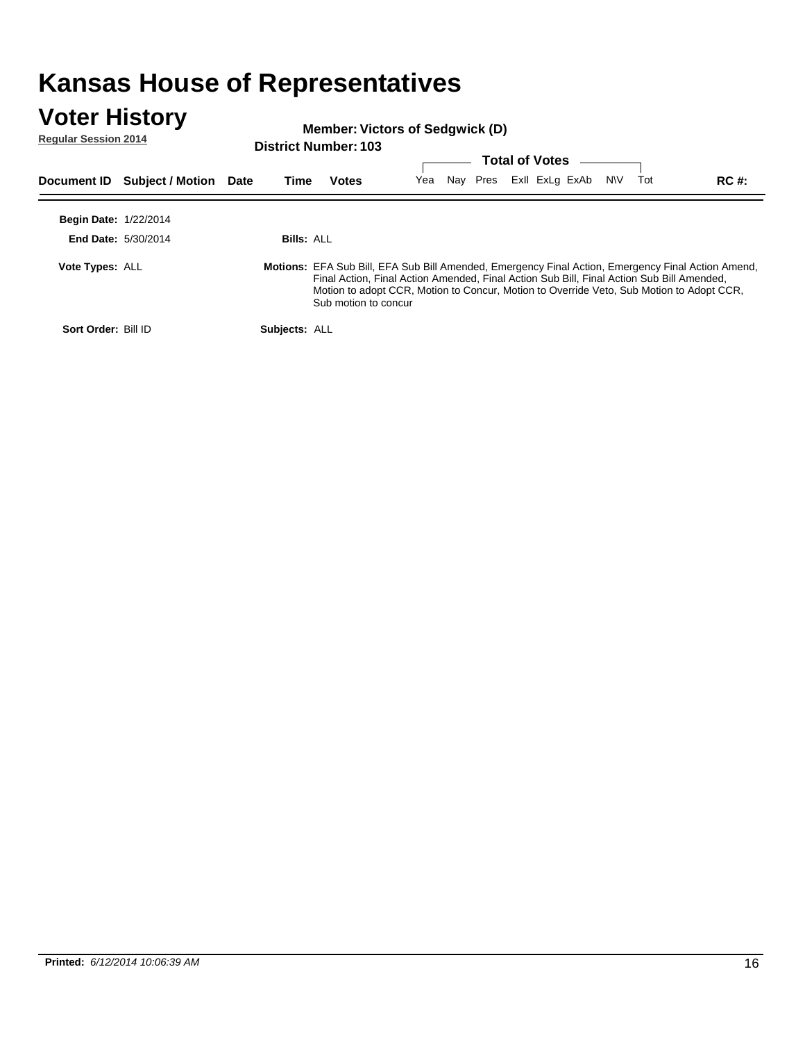# Kansas House of Representatives

## Voter History

**Regular Session 2014**

**Member: Victors of Sedgwick (D)**

**District Number: 103**

| Document ID | Subject / Motion | Date | Time | Votes | Yea | Nay | Pres | ExII | ExLg | ExAb | N\V | Tot | RC #: |
|---|---|---|---|---|---|---|---|---|---|---|---|---|---|

(Total of Votes: Yea, Nay, Pres, ExII, ExLg, ExAb, N\V, Tot)

**Begin Date:** 1/22/2014

**End Date:** 5/30/2014

**Bills:** ALL

**Vote Types:** ALL

**Motions:** EFA Sub Bill, EFA Sub Bill Amended, Emergency Final Action, Emergency Final Action Amend, Final Action, Final Action Amended, Final Action Sub Bill, Final Action Sub Bill Amended, Motion to adopt CCR, Motion to Concur, Motion to Override Veto, Sub Motion to Adopt CCR, Sub motion to concur

**Sort Order:** Bill ID

**Subjects:** ALL

**Printed:** *6/12/2014 10:06:39 AM*